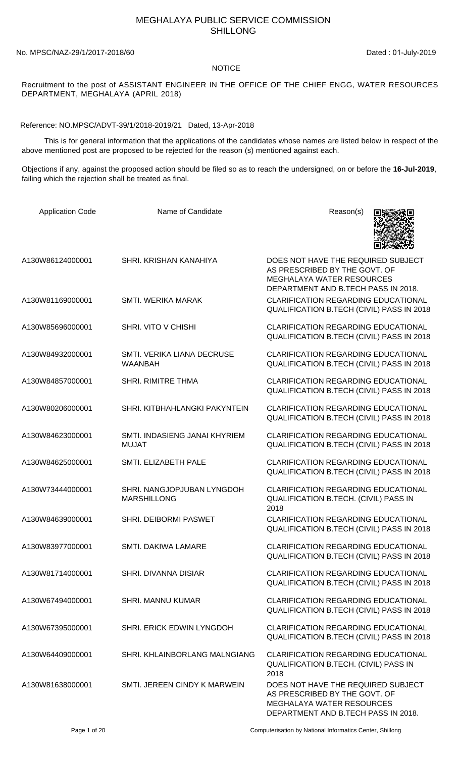# MEGHALAYA PUBLIC SERVICE COMMISSION
# SHILLONG

No. MPSC/NAZ-29/1/2017-2018/60 Dated : 01-July-2019

NOTICE

Recruitment to the post of ASSISTANT ENGINEER IN THE OFFICE OF THE CHIEF ENGG, WATER RESOURCES DEPARTMENT, MEGHALAYA (APRIL 2018)

Reference: NO.MPSC/ADVT-39/1/2018-2019/21 Dated, 13-Apr-2018

This is for general information that the applications of the candidates whose names are listed below in respect of the above mentioned post are proposed to be rejected for the reason (s) mentioned against each.

Objections if any, against the proposed action should be filed so as to reach the undersigned, on or before the **16-Jul-2019**, failing which the rejection shall be treated as final.

| Application Code | Name of Candidate | Reason(s) |
|---|---|---|
| A130W86124000001 | SHRI. KRISHAN KANAHIYA | DOES NOT HAVE THE REQUIRED SUBJECT AS PRESCRIBED BY THE GOVT. OF MEGHALAYA WATER RESOURCES DEPARTMENT AND B.TECH PASS IN 2018. |
| A130W81169000001 | SMTI. WERIKA MARAK | CLARIFICATION REGARDING EDUCATIONAL QUALIFICATION B.TECH (CIVIL) PASS IN 2018 |
| A130W85696000001 | SHRI. VITO V CHISHI | CLARIFICATION REGARDING EDUCATIONAL QUALIFICATION B.TECH (CIVIL) PASS IN 2018 |
| A130W84932000001 | SMTI. VERIKA LIANA DECRUSE WAANBAH | CLARIFICATION REGARDING EDUCATIONAL QUALIFICATION B.TECH (CIVIL) PASS IN 2018 |
| A130W84857000001 | SHRI. RIMITRE THMA | CLARIFICATION REGARDING EDUCATIONAL QUALIFICATION B.TECH (CIVIL) PASS IN 2018 |
| A130W80206000001 | SHRI. KITBHAHLANGKI PAKYNTEIN | CLARIFICATION REGARDING EDUCATIONAL QUALIFICATION B.TECH (CIVIL) PASS IN 2018 |
| A130W84623000001 | SMTI. INDASIENG JANAI KHYRIEM MUJAT | CLARIFICATION REGARDING EDUCATIONAL QUALIFICATION B.TECH (CIVIL) PASS IN 2018 |
| A130W84625000001 | SMTI. ELIZABETH PALE | CLARIFICATION REGARDING EDUCATIONAL QUALIFICATION B.TECH (CIVIL) PASS IN 2018 |
| A130W73444000001 | SHRI. NANGJOPJUBAN LYNGDOH MARSHILLONG | CLARIFICATION REGARDING EDUCATIONAL QUALIFICATION B.TECH. (CIVIL) PASS IN 2018 |
| A130W84639000001 | SHRI. DEIBORMI PASWET | CLARIFICATION REGARDING EDUCATIONAL QUALIFICATION B.TECH (CIVIL) PASS IN 2018 |
| A130W83977000001 | SMTI. DAKIWA LAMARE | CLARIFICATION REGARDING EDUCATIONAL QUALIFICATION B.TECH (CIVIL) PASS IN 2018 |
| A130W81714000001 | SHRI. DIVANNA DISIAR | CLARIFICATION REGARDING EDUCATIONAL QUALIFICATION B.TECH (CIVIL) PASS IN 2018 |
| A130W67494000001 | SHRI. MANNU KUMAR | CLARIFICATION REGARDING EDUCATIONAL QUALIFICATION B.TECH (CIVIL) PASS IN 2018 |
| A130W67395000001 | SHRI. ERICK EDWIN LYNGDOH | CLARIFICATION REGARDING EDUCATIONAL QUALIFICATION B.TECH (CIVIL) PASS IN 2018 |
| A130W64409000001 | SHRI. KHLAINBORLANG MALNGIANG | CLARIFICATION REGARDING EDUCATIONAL QUALIFICATION B.TECH. (CIVIL) PASS IN 2018 |
| A130W81638000001 | SMTI. JEREEN CINDY K MARWEIN | DOES NOT HAVE THE REQUIRED SUBJECT AS PRESCRIBED BY THE GOVT. OF MEGHALAYA WATER RESOURCES DEPARTMENT AND B.TECH PASS IN 2018. |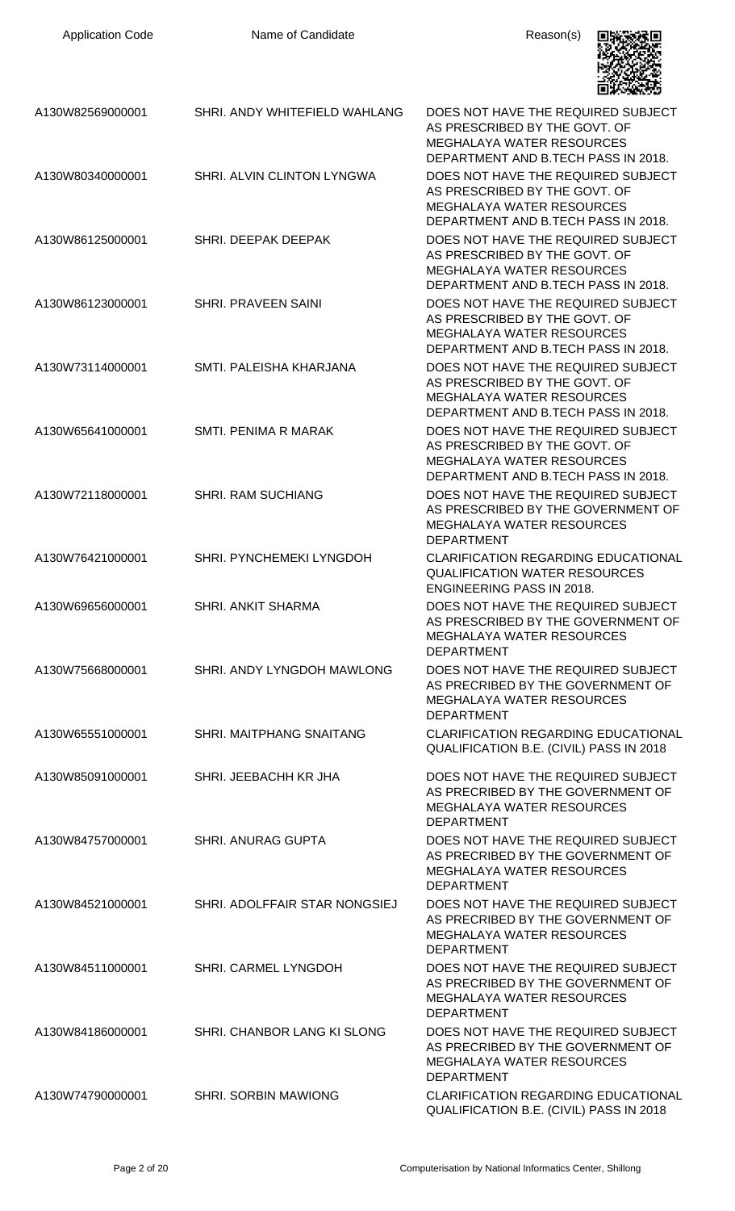| Application Code | Name of Candidate | Reason(s) |
| --- | --- | --- |
| A130W82569000001 | SHRI. ANDY WHITEFIELD WAHLANG | DOES NOT HAVE THE REQUIRED SUBJECT AS PRESCRIBED BY THE GOVT. OF MEGHALAYA WATER RESOURCES DEPARTMENT AND B.TECH PASS IN 2018. |
| A130W80340000001 | SHRI. ALVIN CLINTON LYNGWA | DOES NOT HAVE THE REQUIRED SUBJECT AS PRESCRIBED BY THE GOVT. OF MEGHALAYA WATER RESOURCES DEPARTMENT AND B.TECH PASS IN 2018. |
| A130W86125000001 | SHRI. DEEPAK DEEPAK | DOES NOT HAVE THE REQUIRED SUBJECT AS PRESCRIBED BY THE GOVT. OF MEGHALAYA WATER RESOURCES DEPARTMENT AND B.TECH PASS IN 2018. |
| A130W86123000001 | SHRI. PRAVEEN SAINI | DOES NOT HAVE THE REQUIRED SUBJECT AS PRESCRIBED BY THE GOVT. OF MEGHALAYA WATER RESOURCES DEPARTMENT AND B.TECH PASS IN 2018. |
| A130W73114000001 | SMTI. PALEISHA KHARJANA | DOES NOT HAVE THE REQUIRED SUBJECT AS PRESCRIBED BY THE GOVT. OF MEGHALAYA WATER RESOURCES DEPARTMENT AND B.TECH PASS IN 2018. |
| A130W65641000001 | SMTI. PENIMA R MARAK | DOES NOT HAVE THE REQUIRED SUBJECT AS PRESCRIBED BY THE GOVT. OF MEGHALAYA WATER RESOURCES DEPARTMENT AND B.TECH PASS IN 2018. |
| A130W72118000001 | SHRI. RAM SUCHIANG | DOES NOT HAVE THE REQUIRED SUBJECT AS PRESCRIBED BY THE GOVERNMENT OF MEGHALAYA WATER RESOURCES DEPARTMENT |
| A130W76421000001 | SHRI. PYNCHEMEKI LYNGDOH | CLARIFICATION REGARDING EDUCATIONAL QUALIFICATION WATER RESOURCES ENGINEERING PASS IN 2018. |
| A130W69656000001 | SHRI. ANKIT SHARMA | DOES NOT HAVE THE REQUIRED SUBJECT AS PRESCRIBED BY THE GOVERNMENT OF MEGHALAYA WATER RESOURCES DEPARTMENT |
| A130W75668000001 | SHRI. ANDY LYNGDOH MAWLONG | DOES NOT HAVE THE REQUIRED SUBJECT AS PRECRIBED BY THE GOVERNMENT OF MEGHALAYA WATER RESOURCES DEPARTMENT |
| A130W65551000001 | SHRI. MAITPHANG SNAITANG | CLARIFICATION REGARDING EDUCATIONAL QUALIFICATION B.E. (CIVIL) PASS IN 2018 |
| A130W85091000001 | SHRI. JEEBACHH KR JHA | DOES NOT HAVE THE REQUIRED SUBJECT AS PRECRIBED BY THE GOVERNMENT OF MEGHALAYA WATER RESOURCES DEPARTMENT |
| A130W84757000001 | SHRI. ANURAG GUPTA | DOES NOT HAVE THE REQUIRED SUBJECT AS PRECRIBED BY THE GOVERNMENT OF MEGHALAYA WATER RESOURCES DEPARTMENT |
| A130W84521000001 | SHRI. ADOLFFAIR STAR NONGSIEJ | DOES NOT HAVE THE REQUIRED SUBJECT AS PRECRIBED BY THE GOVERNMENT OF MEGHALAYA WATER RESOURCES DEPARTMENT |
| A130W84511000001 | SHRI. CARMEL LYNGDOH | DOES NOT HAVE THE REQUIRED SUBJECT AS PRECRIBED BY THE GOVERNMENT OF MEGHALAYA WATER RESOURCES DEPARTMENT |
| A130W84186000001 | SHRI. CHANBOR LANG KI SLONG | DOES NOT HAVE THE REQUIRED SUBJECT AS PRECRIBED BY THE GOVERNMENT OF MEGHALAYA WATER RESOURCES DEPARTMENT |
| A130W74790000001 | SHRI. SORBIN MAWIONG | CLARIFICATION REGARDING EDUCATIONAL QUALIFICATION B.E. (CIVIL) PASS IN 2018 |

Computerisation by National Informatics Center, Shillong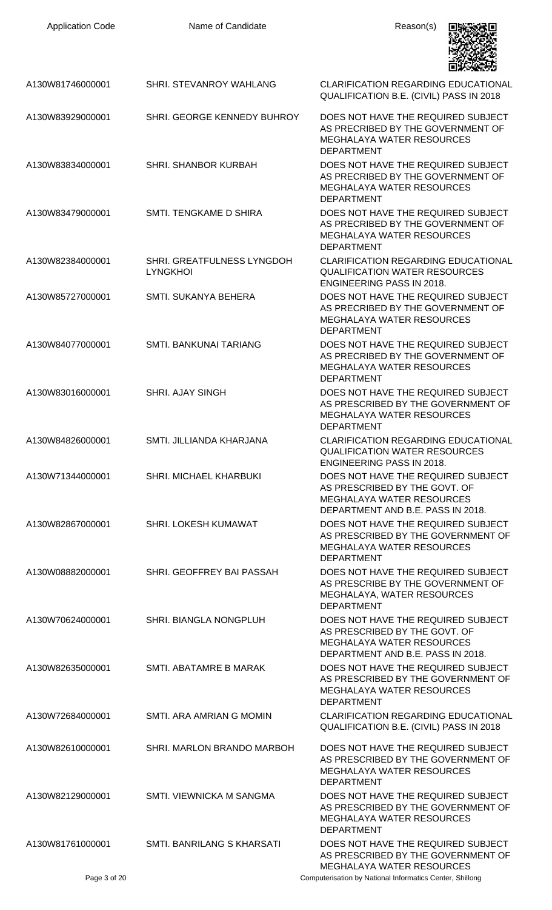| Application Code | Name of Candidate | Reason(s) |
|---|---|---|
| A130W81746000001 | SHRI. STEVANROY WAHLANG | CLARIFICATION REGARDING EDUCATIONAL QUALIFICATION B.E. (CIVIL) PASS IN 2018 |
| A130W83929000001 | SHRI. GEORGE KENNEDY BUHROY | DOES NOT HAVE THE REQUIRED SUBJECT AS PRECRIBED BY THE GOVERNMENT OF MEGHALAYA WATER RESOURCES DEPARTMENT |
| A130W83834000001 | SHRI. SHANBOR KURBAH | DOES NOT HAVE THE REQUIRED SUBJECT AS PRECRIBED BY THE GOVERNMENT OF MEGHALAYA WATER RESOURCES DEPARTMENT |
| A130W83479000001 | SMTI. TENGKAME D SHIRA | DOES NOT HAVE THE REQUIRED SUBJECT AS PRECRIBED BY THE GOVERNMENT OF MEGHALAYA WATER RESOURCES DEPARTMENT |
| A130W82384000001 | SHRI. GREATFULNESS LYNGDOH LYNGKHOI | CLARIFICATION REGARDING EDUCATIONAL QUALIFICATION WATER RESOURCES ENGINEERING PASS IN 2018. |
| A130W85727000001 | SMTI. SUKANYA BEHERA | DOES NOT HAVE THE REQUIRED SUBJECT AS PRECRIBED BY THE GOVERNMENT OF MEGHALAYA WATER RESOURCES DEPARTMENT |
| A130W84077000001 | SMTI. BANKUNAI TARIANG | DOES NOT HAVE THE REQUIRED SUBJECT AS PRECRIBED BY THE GOVERNMENT OF MEGHALAYA WATER RESOURCES DEPARTMENT |
| A130W83016000001 | SHRI. AJAY SINGH | DOES NOT HAVE THE REQUIRED SUBJECT AS PRESCRIBED BY THE GOVERNMENT OF MEGHALAYA WATER RESOURCES DEPARTMENT |
| A130W84826000001 | SMTI. JILLIANDA KHARJANA | CLARIFICATION REGARDING EDUCATIONAL QUALIFICATION WATER RESOURCES ENGINEERING PASS IN 2018. |
| A130W71344000001 | SHRI. MICHAEL KHARBUKI | DOES NOT HAVE THE REQUIRED SUBJECT AS PRESCRIBED BY THE GOVT. OF MEGHALAYA WATER RESOURCES DEPARTMENT AND B.E. PASS IN 2018. |
| A130W82867000001 | SHRI. LOKESH KUMAWAT | DOES NOT HAVE THE REQUIRED SUBJECT AS PRESCRIBED BY THE GOVERNMENT OF MEGHALAYA WATER RESOURCES DEPARTMENT |
| A130W08882000001 | SHRI. GEOFFREY BAI PASSAH | DOES NOT HAVE THE REQUIRED SUBJECT AS PRESCRIBE BY THE GOVERNMENT OF MEGHALAYA, WATER RESOURCES DEPARTMENT |
| A130W70624000001 | SHRI. BIANGLA NONGPLUH | DOES NOT HAVE THE REQUIRED SUBJECT AS PRESCRIBED BY THE GOVT. OF MEGHALAYA WATER RESOURCES DEPARTMENT AND B.E. PASS IN 2018. |
| A130W82635000001 | SMTI. ABATAMRE B MARAK | DOES NOT HAVE THE REQUIRED SUBJECT AS PRESCRIBED BY THE GOVERNMENT OF MEGHALAYA WATER RESOURCES DEPARTMENT |
| A130W72684000001 | SMTI. ARA AMRIAN G MOMIN | CLARIFICATION REGARDING EDUCATIONAL QUALIFICATION B.E. (CIVIL) PASS IN 2018 |
| A130W82610000001 | SHRI. MARLON BRANDO MARBOH | DOES NOT HAVE THE REQUIRED SUBJECT AS PRESCRIBED BY THE GOVERNMENT OF MEGHALAYA WATER RESOURCES DEPARTMENT |
| A130W82129000001 | SMTI. VIEWNICKA M SANGMA | DOES NOT HAVE THE REQUIRED SUBJECT AS PRESCRIBED BY THE GOVERNMENT OF MEGHALAYA WATER RESOURCES DEPARTMENT |
| A130W81761000001 | SMTI. BANRILANG S KHARSATI | DOES NOT HAVE THE REQUIRED SUBJECT AS PRESCRIBED BY THE GOVERNMENT OF MEGHALAYA WATER RESOURCES |

Computerisation by National Informatics Center, Shillong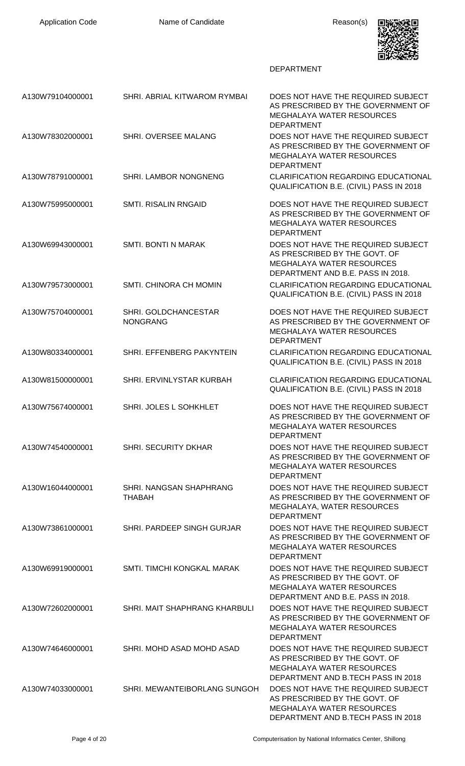| Application Code | Name of Candidate | Reason(s) |
|---|---|---|
| | | DEPARTMENT |
| A130W79104000001 | SHRI. ABRIAL KITWAROM RYMBAI | DOES NOT HAVE THE REQUIRED SUBJECT AS PRESCRIBED BY THE GOVERNMENT OF MEGHALAYA WATER RESOURCES DEPARTMENT |
| A130W78302000001 | SHRI. OVERSEE MALANG | DOES NOT HAVE THE REQUIRED SUBJECT AS PRESCRIBED BY THE GOVERNMENT OF MEGHALAYA WATER RESOURCES DEPARTMENT |
| A130W78791000001 | SHRI. LAMBOR NONGNENG | CLARIFICATION REGARDING EDUCATIONAL QUALIFICATION B.E. (CIVIL) PASS IN 2018 |
| A130W75995000001 | SMTI. RISALIN RNGAID | DOES NOT HAVE THE REQUIRED SUBJECT AS PRESCRIBED BY THE GOVERNMENT OF MEGHALAYA WATER RESOURCES DEPARTMENT |
| A130W69943000001 | SMTI. BONTI N MARAK | DOES NOT HAVE THE REQUIRED SUBJECT AS PRESCRIBED BY THE GOVT. OF MEGHALAYA WATER RESOURCES DEPARTMENT AND B.E. PASS IN 2018. |
| A130W79573000001 | SMTI. CHINORA CH MOMIN | CLARIFICATION REGARDING EDUCATIONAL QUALIFICATION B.E. (CIVIL) PASS IN 2018 |
| A130W75704000001 | SHRI. GOLDCHANCESTAR NONGRANG | DOES NOT HAVE THE REQUIRED SUBJECT AS PRESCRIBED BY THE GOVERNMENT OF MEGHALAYA WATER RESOURCES DEPARTMENT |
| A130W80334000001 | SHRI. EFFENBERG PAKYNTEIN | CLARIFICATION REGARDING EDUCATIONAL QUALIFICATION B.E. (CIVIL) PASS IN 2018 |
| A130W81500000001 | SHRI. ERVINLYSTAR KURBAH | CLARIFICATION REGARDING EDUCATIONAL QUALIFICATION B.E. (CIVIL) PASS IN 2018 |
| A130W75674000001 | SHRI. JOLES L SOHKHLET | DOES NOT HAVE THE REQUIRED SUBJECT AS PRESCRIBED BY THE GOVERNMENT OF MEGHALAYA WATER RESOURCES DEPARTMENT |
| A130W74540000001 | SHRI. SECURITY DKHAR | DOES NOT HAVE THE REQUIRED SUBJECT AS PRESCRIBED BY THE GOVERNMENT OF MEGHALAYA WATER RESOURCES DEPARTMENT |
| A130W16044000001 | SHRI. NANGSAN SHAPHRANG THABAH | DOES NOT HAVE THE REQUIRED SUBJECT AS PRESCRIBED BY THE GOVERNMENT OF MEGHALAYA, WATER RESOURCES DEPARTMENT |
| A130W73861000001 | SHRI. PARDEEP SINGH GURJAR | DOES NOT HAVE THE REQUIRED SUBJECT AS PRESCRIBED BY THE GOVERNMENT OF MEGHALAYA WATER RESOURCES DEPARTMENT |
| A130W69919000001 | SMTI. TIMCHI KONGKAL MARAK | DOES NOT HAVE THE REQUIRED SUBJECT AS PRESCRIBED BY THE GOVT. OF MEGHALAYA WATER RESOURCES DEPARTMENT AND B.E. PASS IN 2018. |
| A130W72602000001 | SHRI. MAIT SHAPHRANG KHARBULI | DOES NOT HAVE THE REQUIRED SUBJECT AS PRESCRIBED BY THE GOVERNMENT OF MEGHALAYA WATER RESOURCES DEPARTMENT |
| A130W74646000001 | SHRI. MOHD ASAD MOHD ASAD | DOES NOT HAVE THE REQUIRED SUBJECT AS PRESCRIBED BY THE GOVT. OF MEGHALAYA WATER RESOURCES DEPARTMENT AND B.TECH PASS IN 2018 |
| A130W74033000001 | SHRI. MEWANTEIBORLANG SUNGOH | DOES NOT HAVE THE REQUIRED SUBJECT AS PRESCRIBED BY THE GOVT. OF MEGHALAYA WATER RESOURCES DEPARTMENT AND B.TECH PASS IN 2018 |

Computerisation by National Informatics Center, Shillong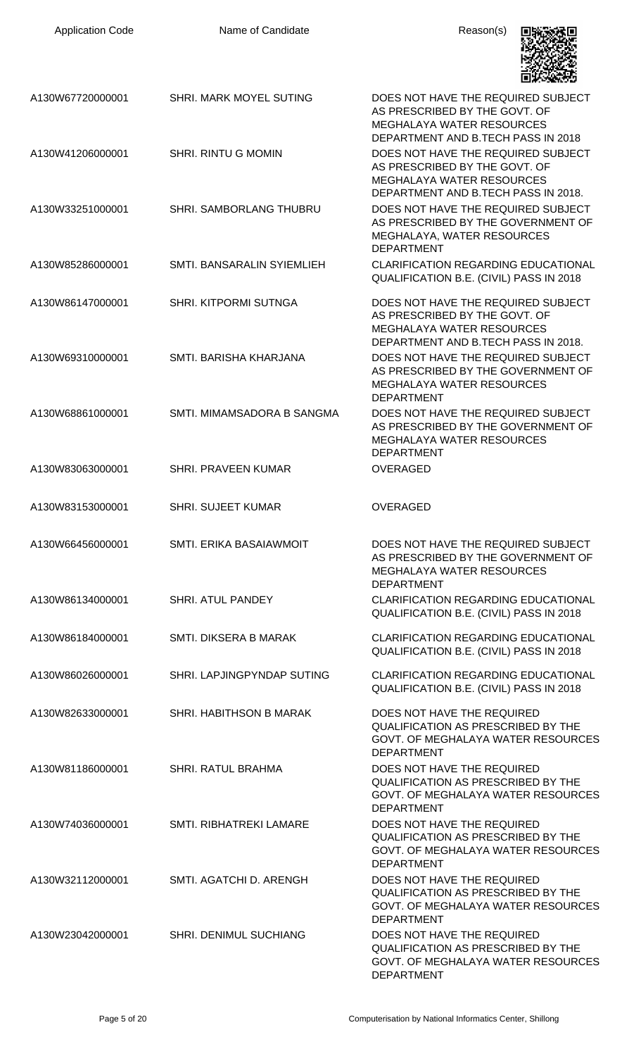| Application Code | Name of Candidate | Reason(s) |
|---|---|---|
| A130W67720000001 | SHRI. MARK MOYEL SUTING | DOES NOT HAVE THE REQUIRED SUBJECT AS PRESCRIBED BY THE GOVT. OF MEGHALAYA WATER RESOURCES DEPARTMENT AND B.TECH PASS IN 2018 |
| A130W41206000001 | SHRI. RINTU G MOMIN | DOES NOT HAVE THE REQUIRED SUBJECT AS PRESCRIBED BY THE GOVT. OF MEGHALAYA WATER RESOURCES DEPARTMENT AND B.TECH PASS IN 2018. |
| A130W33251000001 | SHRI. SAMBORLANG THUBRU | DOES NOT HAVE THE REQUIRED SUBJECT AS PRESCRIBED BY THE GOVERNMENT OF MEGHALAYA, WATER RESOURCES DEPARTMENT |
| A130W85286000001 | SMTI. BANSARALIN SYIEMLIEH | CLARIFICATION REGARDING EDUCATIONAL QUALIFICATION B.E. (CIVIL) PASS IN 2018 |
| A130W86147000001 | SHRI. KITPORMI SUTNGA | DOES NOT HAVE THE REQUIRED SUBJECT AS PRESCRIBED BY THE GOVT. OF MEGHALAYA WATER RESOURCES DEPARTMENT AND B.TECH PASS IN 2018. |
| A130W69310000001 | SMTI. BARISHA KHARJANA | DOES NOT HAVE THE REQUIRED SUBJECT AS PRESCRIBED BY THE GOVERNMENT OF MEGHALAYA WATER RESOURCES DEPARTMENT |
| A130W68861000001 | SMTI. MIMAMSADORA B SANGMA | DOES NOT HAVE THE REQUIRED SUBJECT AS PRESCRIBED BY THE GOVERNMENT OF MEGHALAYA WATER RESOURCES DEPARTMENT |
| A130W83063000001 | SHRI. PRAVEEN KUMAR | OVERAGED |
| A130W83153000001 | SHRI. SUJEET KUMAR | OVERAGED |
| A130W66456000001 | SMTI. ERIKA BASAIAWMOIT | DOES NOT HAVE THE REQUIRED SUBJECT AS PRESCRIBED BY THE GOVERNMENT OF MEGHALAYA WATER RESOURCES DEPARTMENT |
| A130W86134000001 | SHRI. ATUL PANDEY | CLARIFICATION REGARDING EDUCATIONAL QUALIFICATION B.E. (CIVIL) PASS IN 2018 |
| A130W86184000001 | SMTI. DIKSERA B MARAK | CLARIFICATION REGARDING EDUCATIONAL QUALIFICATION B.E. (CIVIL) PASS IN 2018 |
| A130W86026000001 | SHRI. LAPJINGPYNDAP SUTING | CLARIFICATION REGARDING EDUCATIONAL QUALIFICATION B.E. (CIVIL) PASS IN 2018 |
| A130W82633000001 | SHRI. HABITHSON B MARAK | DOES NOT HAVE THE REQUIRED QUALIFICATION AS PRESCRIBED BY THE GOVT. OF MEGHALAYA WATER RESOURCES DEPARTMENT |
| A130W81186000001 | SHRI. RATUL BRAHMA | DOES NOT HAVE THE REQUIRED QUALIFICATION AS PRESCRIBED BY THE GOVT. OF MEGHALAYA WATER RESOURCES DEPARTMENT |
| A130W74036000001 | SMTI. RIBHATREKI LAMARE | DOES NOT HAVE THE REQUIRED QUALIFICATION AS PRESCRIBED BY THE GOVT. OF MEGHALAYA WATER RESOURCES DEPARTMENT |
| A130W32112000001 | SMTI. AGATCHI D. ARENGH | DOES NOT HAVE THE REQUIRED QUALIFICATION AS PRESCRIBED BY THE GOVT. OF MEGHALAYA WATER RESOURCES DEPARTMENT |
| A130W23042000001 | SHRI. DENIMUL SUCHIANG | DOES NOT HAVE THE REQUIRED QUALIFICATION AS PRESCRIBED BY THE GOVT. OF MEGHALAYA WATER RESOURCES DEPARTMENT |

Computerisation by National Informatics Center, Shillong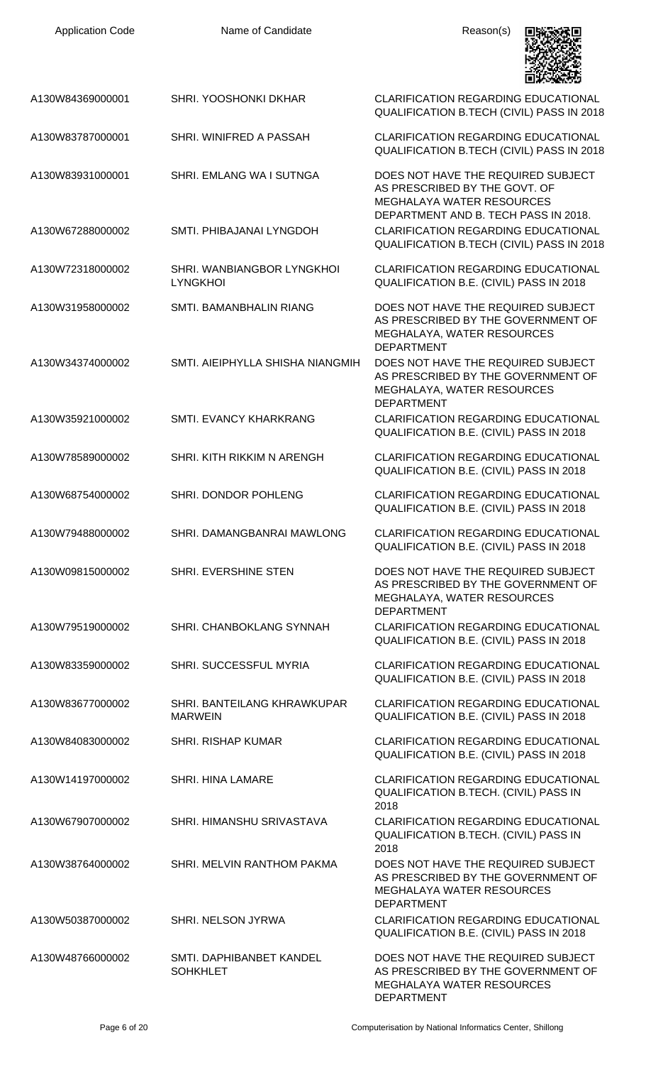| Application Code | Name of Candidate | Reason(s) |
| --- | --- | --- |
| A130W84369000001 | SHRI. YOOSHONKI DKHAR | CLARIFICATION REGARDING EDUCATIONAL QUALIFICATION B.TECH (CIVIL) PASS IN 2018 |
| A130W83787000001 | SHRI. WINIFRED A PASSAH | CLARIFICATION REGARDING EDUCATIONAL QUALIFICATION B.TECH (CIVIL) PASS IN 2018 |
| A130W83931000001 | SHRI. EMLANG WA I SUTNGA | DOES NOT HAVE THE REQUIRED SUBJECT AS PRESCRIBED BY THE GOVT. OF MEGHALAYA WATER RESOURCES DEPARTMENT AND B. TECH PASS IN 2018. |
| A130W67288000002 | SMTI. PHIBAJANAI LYNGDOH | CLARIFICATION REGARDING EDUCATIONAL QUALIFICATION B.TECH (CIVIL) PASS IN 2018 |
| A130W72318000002 | SHRI. WANBIANGBOR LYNGKHOI LYNGKHOI | CLARIFICATION REGARDING EDUCATIONAL QUALIFICATION B.E. (CIVIL) PASS IN 2018 |
| A130W31958000002 | SMTI. BAMANBHALIN RIANG | DOES NOT HAVE THE REQUIRED SUBJECT AS PRESCRIBED BY THE GOVERNMENT OF MEGHALAYA, WATER RESOURCES DEPARTMENT |
| A130W34374000002 | SMTI. AIEIPHYLLA SHISHA NIANGMIH | DOES NOT HAVE THE REQUIRED SUBJECT AS PRESCRIBED BY THE GOVERNMENT OF MEGHALAYA, WATER RESOURCES DEPARTMENT |
| A130W35921000002 | SMTI. EVANCY KHARKRANG | CLARIFICATION REGARDING EDUCATIONAL QUALIFICATION B.E. (CIVIL) PASS IN 2018 |
| A130W78589000002 | SHRI. KITH RIKKIM N ARENGH | CLARIFICATION REGARDING EDUCATIONAL QUALIFICATION B.E. (CIVIL) PASS IN 2018 |
| A130W68754000002 | SHRI. DONDOR POHLENG | CLARIFICATION REGARDING EDUCATIONAL QUALIFICATION B.E. (CIVIL) PASS IN 2018 |
| A130W79488000002 | SHRI. DAMANGBANRAI MAWLONG | CLARIFICATION REGARDING EDUCATIONAL QUALIFICATION B.E. (CIVIL) PASS IN 2018 |
| A130W09815000002 | SHRI. EVERSHINE STEN | DOES NOT HAVE THE REQUIRED SUBJECT AS PRESCRIBED BY THE GOVERNMENT OF MEGHALAYA, WATER RESOURCES DEPARTMENT |
| A130W79519000002 | SHRI. CHANBOKLANG SYNNAH | CLARIFICATION REGARDING EDUCATIONAL QUALIFICATION B.E. (CIVIL) PASS IN 2018 |
| A130W83359000002 | SHRI. SUCCESSFUL MYRIA | CLARIFICATION REGARDING EDUCATIONAL QUALIFICATION B.E. (CIVIL) PASS IN 2018 |
| A130W83677000002 | SHRI. BANTEILANG KHRAWKUPAR MARWEIN | CLARIFICATION REGARDING EDUCATIONAL QUALIFICATION B.E. (CIVIL) PASS IN 2018 |
| A130W84083000002 | SHRI. RISHAP KUMAR | CLARIFICATION REGARDING EDUCATIONAL QUALIFICATION B.E. (CIVIL) PASS IN 2018 |
| A130W14197000002 | SHRI. HINA LAMARE | CLARIFICATION REGARDING EDUCATIONAL QUALIFICATION B.TECH. (CIVIL) PASS IN 2018 |
| A130W67907000002 | SHRI. HIMANSHU SRIVASTAVA | CLARIFICATION REGARDING EDUCATIONAL QUALIFICATION B.TECH. (CIVIL) PASS IN 2018 |
| A130W38764000002 | SHRI. MELVIN RANTHOM PAKMA | DOES NOT HAVE THE REQUIRED SUBJECT AS PRESCRIBED BY THE GOVERNMENT OF MEGHALAYA WATER RESOURCES DEPARTMENT |
| A130W50387000002 | SHRI. NELSON JYRWA | CLARIFICATION REGARDING EDUCATIONAL QUALIFICATION B.E. (CIVIL) PASS IN 2018 |
| A130W48766000002 | SMTI. DAPHIBANBET KANDEL SOHKHLET | DOES NOT HAVE THE REQUIRED SUBJECT AS PRESCRIBED BY THE GOVERNMENT OF MEGHALAYA WATER RESOURCES DEPARTMENT |

Computerisation by National Informatics Center, Shillong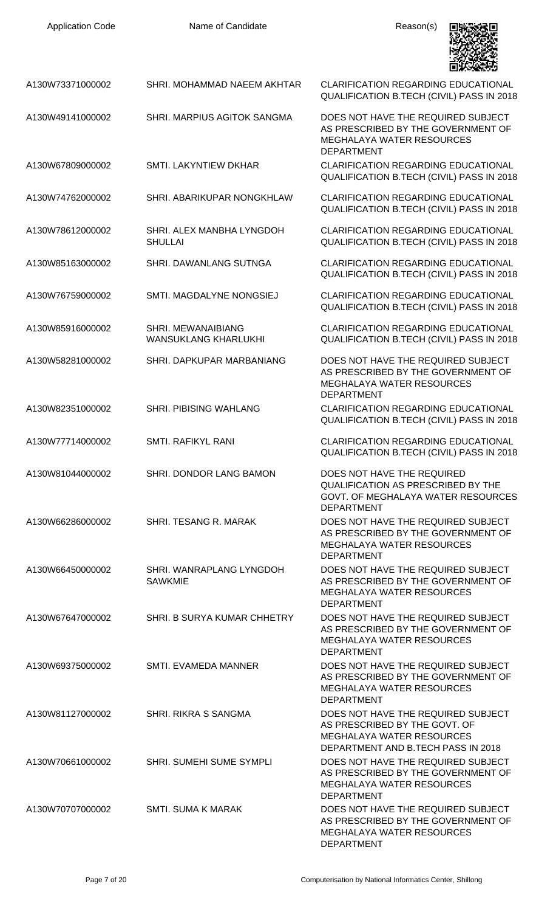| Application Code | Name of Candidate | Reason(s) |
| --- | --- | --- |
| A130W73371000002 | SHRI. MOHAMMAD NAEEM AKHTAR | CLARIFICATION REGARDING EDUCATIONAL QUALIFICATION B.TECH (CIVIL) PASS IN 2018 |
| A130W49141000002 | SHRI. MARPIUS AGITOK SANGMA | DOES NOT HAVE THE REQUIRED SUBJECT AS PRESCRIBED BY THE GOVERNMENT OF MEGHALAYA WATER RESOURCES DEPARTMENT |
| A130W67809000002 | SMTI. LAKYNTIEW DKHAR | CLARIFICATION REGARDING EDUCATIONAL QUALIFICATION B.TECH (CIVIL) PASS IN 2018 |
| A130W74762000002 | SHRI. ABARIKUPAR NONGKHLAW | CLARIFICATION REGARDING EDUCATIONAL QUALIFICATION B.TECH (CIVIL) PASS IN 2018 |
| A130W78612000002 | SHRI. ALEX MANBHA LYNGDOH SHULLAI | CLARIFICATION REGARDING EDUCATIONAL QUALIFICATION B.TECH (CIVIL) PASS IN 2018 |
| A130W85163000002 | SHRI. DAWANLANG SUTNGA | CLARIFICATION REGARDING EDUCATIONAL QUALIFICATION B.TECH (CIVIL) PASS IN 2018 |
| A130W76759000002 | SMTI. MAGDALYNE NONGSIEJ | CLARIFICATION REGARDING EDUCATIONAL QUALIFICATION B.TECH (CIVIL) PASS IN 2018 |
| A130W85916000002 | SHRI. MEWANAIBIANG WANSUKLANG KHARLUKHI | CLARIFICATION REGARDING EDUCATIONAL QUALIFICATION B.TECH (CIVIL) PASS IN 2018 |
| A130W58281000002 | SHRI. DAPKUPAR MARBANIANG | DOES NOT HAVE THE REQUIRED SUBJECT AS PRESCRIBED BY THE GOVERNMENT OF MEGHALAYA WATER RESOURCES DEPARTMENT |
| A130W82351000002 | SHRI. PIBISING WAHLANG | CLARIFICATION REGARDING EDUCATIONAL QUALIFICATION B.TECH (CIVIL) PASS IN 2018 |
| A130W77714000002 | SMTI. RAFIKYL RANI | CLARIFICATION REGARDING EDUCATIONAL QUALIFICATION B.TECH (CIVIL) PASS IN 2018 |
| A130W81044000002 | SHRI. DONDOR LANG BAMON | DOES NOT HAVE THE REQUIRED QUALIFICATION AS PRESCRIBED BY THE GOVT. OF MEGHALAYA WATER RESOURCES DEPARTMENT |
| A130W66286000002 | SHRI. TESANG R. MARAK | DOES NOT HAVE THE REQUIRED SUBJECT AS PRESCRIBED BY THE GOVERNMENT OF MEGHALAYA WATER RESOURCES DEPARTMENT |
| A130W66450000002 | SHRI. WANRAPLANG LYNGDOH SAWKMIE | DOES NOT HAVE THE REQUIRED SUBJECT AS PRESCRIBED BY THE GOVERNMENT OF MEGHALAYA WATER RESOURCES DEPARTMENT |
| A130W67647000002 | SHRI. B SURYA KUMAR CHHETRY | DOES NOT HAVE THE REQUIRED SUBJECT AS PRESCRIBED BY THE GOVERNMENT OF MEGHALAYA WATER RESOURCES DEPARTMENT |
| A130W69375000002 | SMTI. EVAMEDA MANNER | DOES NOT HAVE THE REQUIRED SUBJECT AS PRESCRIBED BY THE GOVERNMENT OF MEGHALAYA WATER RESOURCES DEPARTMENT |
| A130W81127000002 | SHRI. RIKRA S SANGMA | DOES NOT HAVE THE REQUIRED SUBJECT AS PRESCRIBED BY THE GOVT. OF MEGHALAYA WATER RESOURCES DEPARTMENT AND B.TECH PASS IN 2018 |
| A130W70661000002 | SHRI. SUMEHI SUME SYMPLI | DOES NOT HAVE THE REQUIRED SUBJECT AS PRESCRIBED BY THE GOVERNMENT OF MEGHALAYA WATER RESOURCES DEPARTMENT |
| A130W70707000002 | SMTI. SUMA K MARAK | DOES NOT HAVE THE REQUIRED SUBJECT AS PRESCRIBED BY THE GOVERNMENT OF MEGHALAYA WATER RESOURCES DEPARTMENT |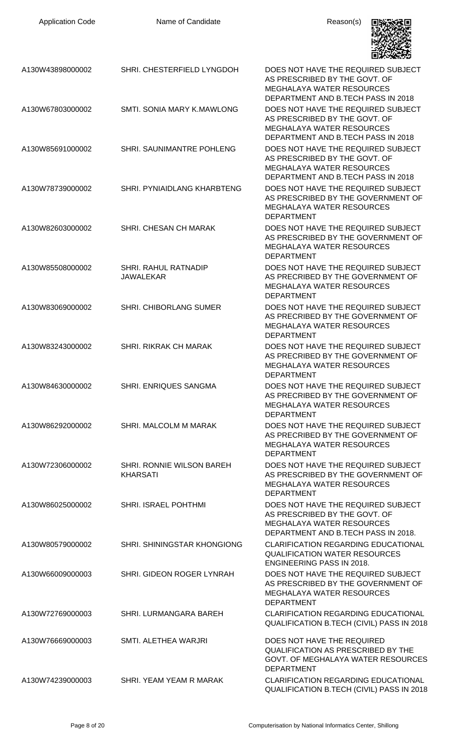| Application Code | Name of Candidate | Reason(s) |
|---|---|---|
| A130W43898000002 | SHRI. CHESTERFIELD LYNGDOH | DOES NOT HAVE THE REQUIRED SUBJECT AS PRESCRIBED BY THE GOVT. OF MEGHALAYA WATER RESOURCES DEPARTMENT AND B.TECH PASS IN 2018 |
| A130W67803000002 | SMTI. SONIA MARY K.MAWLONG | DOES NOT HAVE THE REQUIRED SUBJECT AS PRESCRIBED BY THE GOVT. OF MEGHALAYA WATER RESOURCES DEPARTMENT AND B.TECH PASS IN 2018 |
| A130W85691000002 | SHRI. SAUNIMANTRE POHLENG | DOES NOT HAVE THE REQUIRED SUBJECT AS PRESCRIBED BY THE GOVT. OF MEGHALAYA WATER RESOURCES DEPARTMENT AND B.TECH PASS IN 2018 |
| A130W78739000002 | SHRI. PYNIAIDLANG KHARBTENG | DOES NOT HAVE THE REQUIRED SUBJECT AS PRESCRIBED BY THE GOVERNMENT OF MEGHALAYA WATER RESOURCES DEPARTMENT |
| A130W82603000002 | SHRI. CHESAN CH MARAK | DOES NOT HAVE THE REQUIRED SUBJECT AS PRESCRIBED BY THE GOVERNMENT OF MEGHALAYA WATER RESOURCES DEPARTMENT |
| A130W85508000002 | SHRI. RAHUL RATNADIP JAWALEKAR | DOES NOT HAVE THE REQUIRED SUBJECT AS PRECRIBED BY THE GOVERNMENT OF MEGHALAYA WATER RESOURCES DEPARTMENT |
| A130W83069000002 | SHRI. CHIBORLANG SUMER | DOES NOT HAVE THE REQUIRED SUBJECT AS PRECRIBED BY THE GOVERNMENT OF MEGHALAYA WATER RESOURCES DEPARTMENT |
| A130W83243000002 | SHRI. RIKRAK CH MARAK | DOES NOT HAVE THE REQUIRED SUBJECT AS PRECRIBED BY THE GOVERNMENT OF MEGHALAYA WATER RESOURCES DEPARTMENT |
| A130W84630000002 | SHRI. ENRIQUES SANGMA | DOES NOT HAVE THE REQUIRED SUBJECT AS PRECRIBED BY THE GOVERNMENT OF MEGHALAYA WATER RESOURCES DEPARTMENT |
| A130W86292000002 | SHRI. MALCOLM M MARAK | DOES NOT HAVE THE REQUIRED SUBJECT AS PRECRIBED BY THE GOVERNMENT OF MEGHALAYA WATER RESOURCES DEPARTMENT |
| A130W72306000002 | SHRI. RONNIE WILSON BAREH KHARSATI | DOES NOT HAVE THE REQUIRED SUBJECT AS PRESCRIBED BY THE GOVERNMENT OF MEGHALAYA WATER RESOURCES DEPARTMENT |
| A130W86025000002 | SHRI. ISRAEL POHTHMI | DOES NOT HAVE THE REQUIRED SUBJECT AS PRESCRIBED BY THE GOVT. OF MEGHALAYA WATER RESOURCES DEPARTMENT AND B.TECH PASS IN 2018. |
| A130W80579000002 | SHRI. SHININGSTAR KHONGIONG | CLARIFICATION REGARDING EDUCATIONAL QUALIFICATION WATER RESOURCES ENGINEERING PASS IN 2018. |
| A130W66009000003 | SHRI. GIDEON ROGER LYNRAH | DOES NOT HAVE THE REQUIRED SUBJECT AS PRESCRIBED BY THE GOVERNMENT OF MEGHALAYA WATER RESOURCES DEPARTMENT |
| A130W72769000003 | SHRI. LURMANGARA BAREH | CLARIFICATION REGARDING EDUCATIONAL QUALIFICATION B.TECH (CIVIL) PASS IN 2018 |
| A130W76669000003 | SMTI. ALETHEA WARJRI | DOES NOT HAVE THE REQUIRED QUALIFICATION AS PRESCRIBED BY THE GOVT. OF MEGHALAYA WATER RESOURCES DEPARTMENT |
| A130W74239000003 | SHRI. YEAM YEAM R MARAK | CLARIFICATION REGARDING EDUCATIONAL QUALIFICATION B.TECH (CIVIL) PASS IN 2018 |

Computerisation by National Informatics Center, Shillong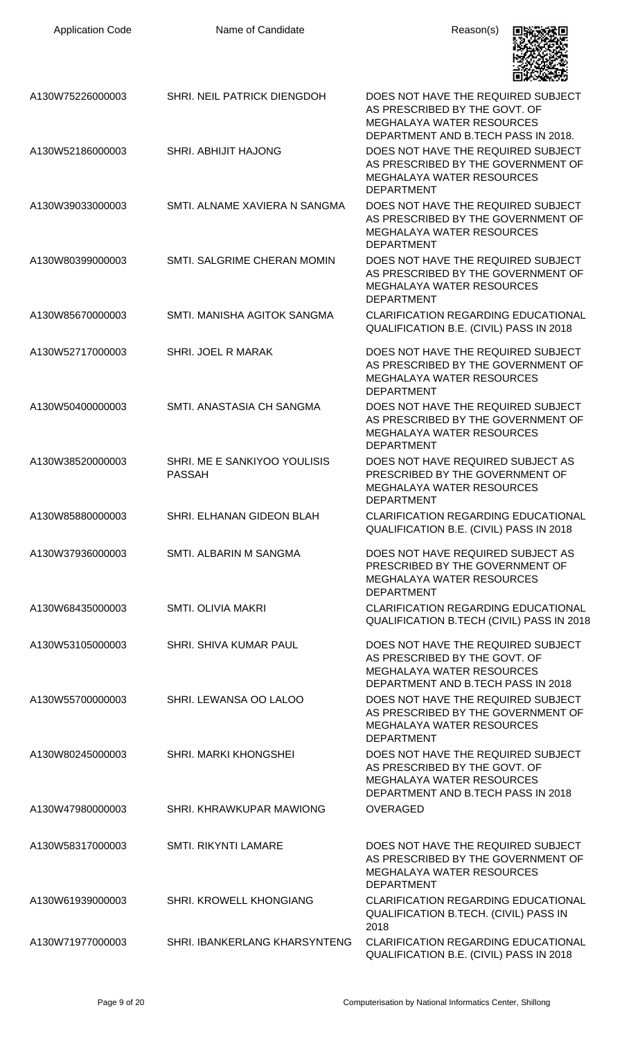| Application Code | Name of Candidate | Reason(s) |
| --- | --- | --- |
| A130W75226000003 | SHRI. NEIL PATRICK DIENGDOH | DOES NOT HAVE THE REQUIRED SUBJECT AS PRESCRIBED BY THE GOVT. OF MEGHALAYA WATER RESOURCES DEPARTMENT AND B.TECH PASS IN 2018. |
| A130W52186000003 | SHRI. ABHIJIT HAJONG | DOES NOT HAVE THE REQUIRED SUBJECT AS PRESCRIBED BY THE GOVERNMENT OF MEGHALAYA WATER RESOURCES DEPARTMENT |
| A130W39033000003 | SMTI. ALNAME XAVIERA N SANGMA | DOES NOT HAVE THE REQUIRED SUBJECT AS PRESCRIBED BY THE GOVERNMENT OF MEGHALAYA WATER RESOURCES DEPARTMENT |
| A130W80399000003 | SMTI. SALGRIME CHERAN MOMIN | DOES NOT HAVE THE REQUIRED SUBJECT AS PRESCRIBED BY THE GOVERNMENT OF MEGHALAYA WATER RESOURCES DEPARTMENT |
| A130W85670000003 | SMTI. MANISHA AGITOK SANGMA | CLARIFICATION REGARDING EDUCATIONAL QUALIFICATION B.E. (CIVIL) PASS IN 2018 |
| A130W52717000003 | SHRI. JOEL R MARAK | DOES NOT HAVE THE REQUIRED SUBJECT AS PRESCRIBED BY THE GOVERNMENT OF MEGHALAYA WATER RESOURCES DEPARTMENT |
| A130W50400000003 | SMTI. ANASTASIA CH SANGMA | DOES NOT HAVE THE REQUIRED SUBJECT AS PRESCRIBED BY THE GOVERNMENT OF MEGHALAYA WATER RESOURCES DEPARTMENT |
| A130W38520000003 | SHRI. ME E SANKIYOO YOULISIS PASSAH | DOES NOT HAVE REQUIRED SUBJECT AS PRESCRIBED BY THE GOVERNMENT OF MEGHALAYA WATER RESOURCES DEPARTMENT |
| A130W85880000003 | SHRI. ELHANAN GIDEON BLAH | CLARIFICATION REGARDING EDUCATIONAL QUALIFICATION B.E. (CIVIL) PASS IN 2018 |
| A130W37936000003 | SMTI. ALBARIN M SANGMA | DOES NOT HAVE REQUIRED SUBJECT AS PRESCRIBED BY THE GOVERNMENT OF MEGHALAYA WATER RESOURCES DEPARTMENT |
| A130W68435000003 | SMTI. OLIVIA MAKRI | CLARIFICATION REGARDING EDUCATIONAL QUALIFICATION B.TECH (CIVIL) PASS IN 2018 |
| A130W53105000003 | SHRI. SHIVA KUMAR PAUL | DOES NOT HAVE THE REQUIRED SUBJECT AS PRESCRIBED BY THE GOVT. OF MEGHALAYA WATER RESOURCES DEPARTMENT AND B.TECH PASS IN 2018 |
| A130W55700000003 | SHRI. LEWANSA OO LALOO | DOES NOT HAVE THE REQUIRED SUBJECT AS PRESCRIBED BY THE GOVERNMENT OF MEGHALAYA WATER RESOURCES DEPARTMENT |
| A130W80245000003 | SHRI. MARKI KHONGSHEI | DOES NOT HAVE THE REQUIRED SUBJECT AS PRESCRIBED BY THE GOVT. OF MEGHALAYA WATER RESOURCES DEPARTMENT AND B.TECH PASS IN 2018 |
| A130W47980000003 | SHRI. KHRAWKUPAR MAWIONG | OVERAGED |
| A130W58317000003 | SMTI. RIKYNTI LAMARE | DOES NOT HAVE THE REQUIRED SUBJECT AS PRESCRIBED BY THE GOVERNMENT OF MEGHALAYA WATER RESOURCES DEPARTMENT |
| A130W61939000003 | SHRI. KROWELL KHONGIANG | CLARIFICATION REGARDING EDUCATIONAL QUALIFICATION B.TECH. (CIVIL) PASS IN 2018 |
| A130W71977000003 | SHRI. IBANKERLANG KHARSYNTENG | CLARIFICATION REGARDING EDUCATIONAL QUALIFICATION B.E. (CIVIL) PASS IN 2018 |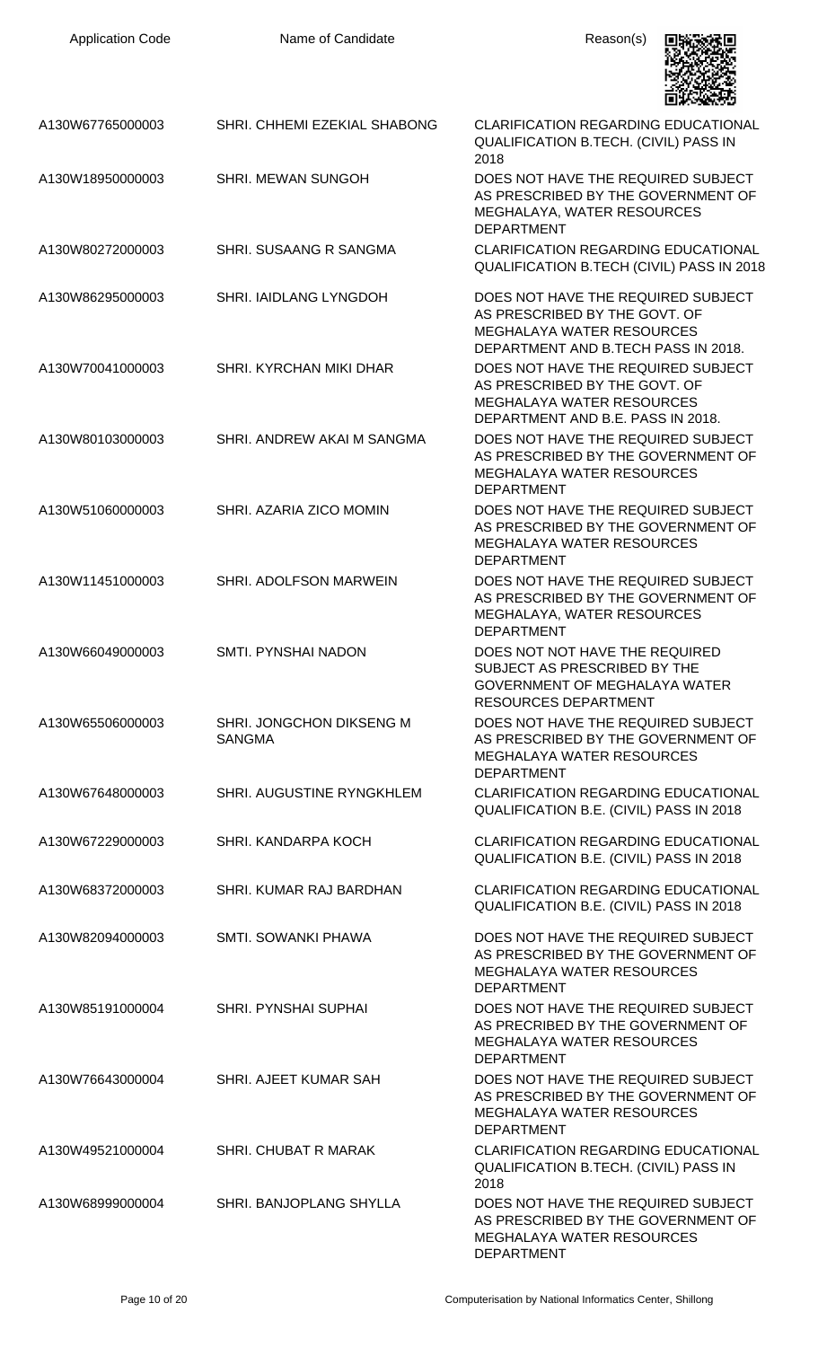| Application Code | Name of Candidate | Reason(s) |
| --- | --- | --- |
| A130W67765000003 | SHRI. CHHEMI EZEKIAL SHABONG | CLARIFICATION REGARDING EDUCATIONAL QUALIFICATION B.TECH. (CIVIL) PASS IN 2018 |
| A130W18950000003 | SHRI. MEWAN SUNGOH | DOES NOT HAVE THE REQUIRED SUBJECT AS PRESCRIBED BY THE GOVERNMENT OF MEGHALAYA, WATER RESOURCES DEPARTMENT |
| A130W80272000003 | SHRI. SUSAANG R SANGMA | CLARIFICATION REGARDING EDUCATIONAL QUALIFICATION B.TECH (CIVIL) PASS IN 2018 |
| A130W86295000003 | SHRI. IAIDLANG LYNGDOH | DOES NOT HAVE THE REQUIRED SUBJECT AS PRESCRIBED BY THE GOVT. OF MEGHALAYA WATER RESOURCES DEPARTMENT AND B.TECH PASS IN 2018. |
| A130W70041000003 | SHRI. KYRCHAN MIKI DHAR | DOES NOT HAVE THE REQUIRED SUBJECT AS PRESCRIBED BY THE GOVT. OF MEGHALAYA WATER RESOURCES DEPARTMENT AND B.E. PASS IN 2018. |
| A130W80103000003 | SHRI. ANDREW AKAI M SANGMA | DOES NOT HAVE THE REQUIRED SUBJECT AS PRESCRIBED BY THE GOVERNMENT OF MEGHALAYA WATER RESOURCES DEPARTMENT |
| A130W51060000003 | SHRI. AZARIA ZICO MOMIN | DOES NOT HAVE THE REQUIRED SUBJECT AS PRESCRIBED BY THE GOVERNMENT OF MEGHALAYA WATER RESOURCES DEPARTMENT |
| A130W11451000003 | SHRI. ADOLFSON MARWEIN | DOES NOT HAVE THE REQUIRED SUBJECT AS PRESCRIBED BY THE GOVERNMENT OF MEGHALAYA, WATER RESOURCES DEPARTMENT |
| A130W66049000003 | SMTI. PYNSHAI NADON | DOES NOT NOT HAVE THE REQUIRED SUBJECT AS PRESCRIBED BY THE GOVERNMENT OF MEGHALAYA WATER RESOURCES DEPARTMENT |
| A130W65506000003 | SHRI. JONGCHON DIKSENG M SANGMA | DOES NOT HAVE THE REQUIRED SUBJECT AS PRESCRIBED BY THE GOVERNMENT OF MEGHALAYA WATER RESOURCES DEPARTMENT |
| A130W67648000003 | SHRI. AUGUSTINE RYNGKHLEM | CLARIFICATION REGARDING EDUCATIONAL QUALIFICATION B.E. (CIVIL) PASS IN 2018 |
| A130W67229000003 | SHRI. KANDARPA KOCH | CLARIFICATION REGARDING EDUCATIONAL QUALIFICATION B.E. (CIVIL) PASS IN 2018 |
| A130W68372000003 | SHRI. KUMAR RAJ BARDHAN | CLARIFICATION REGARDING EDUCATIONAL QUALIFICATION B.E. (CIVIL) PASS IN 2018 |
| A130W82094000003 | SMTI. SOWANKI PHAWA | DOES NOT HAVE THE REQUIRED SUBJECT AS PRESCRIBED BY THE GOVERNMENT OF MEGHALAYA WATER RESOURCES DEPARTMENT |
| A130W85191000004 | SHRI. PYNSHAI SUPHAI | DOES NOT HAVE THE REQUIRED SUBJECT AS PRECRIBED BY THE GOVERNMENT OF MEGHALAYA WATER RESOURCES DEPARTMENT |
| A130W76643000004 | SHRI. AJEET KUMAR SAH | DOES NOT HAVE THE REQUIRED SUBJECT AS PRESCRIBED BY THE GOVERNMENT OF MEGHALAYA WATER RESOURCES DEPARTMENT |
| A130W49521000004 | SHRI. CHUBAT R MARAK | CLARIFICATION REGARDING EDUCATIONAL QUALIFICATION B.TECH. (CIVIL) PASS IN 2018 |
| A130W68999000004 | SHRI. BANJOPLANG SHYLLA | DOES NOT HAVE THE REQUIRED SUBJECT AS PRESCRIBED BY THE GOVERNMENT OF MEGHALAYA WATER RESOURCES DEPARTMENT |

Computerisation by National Informatics Center, Shillong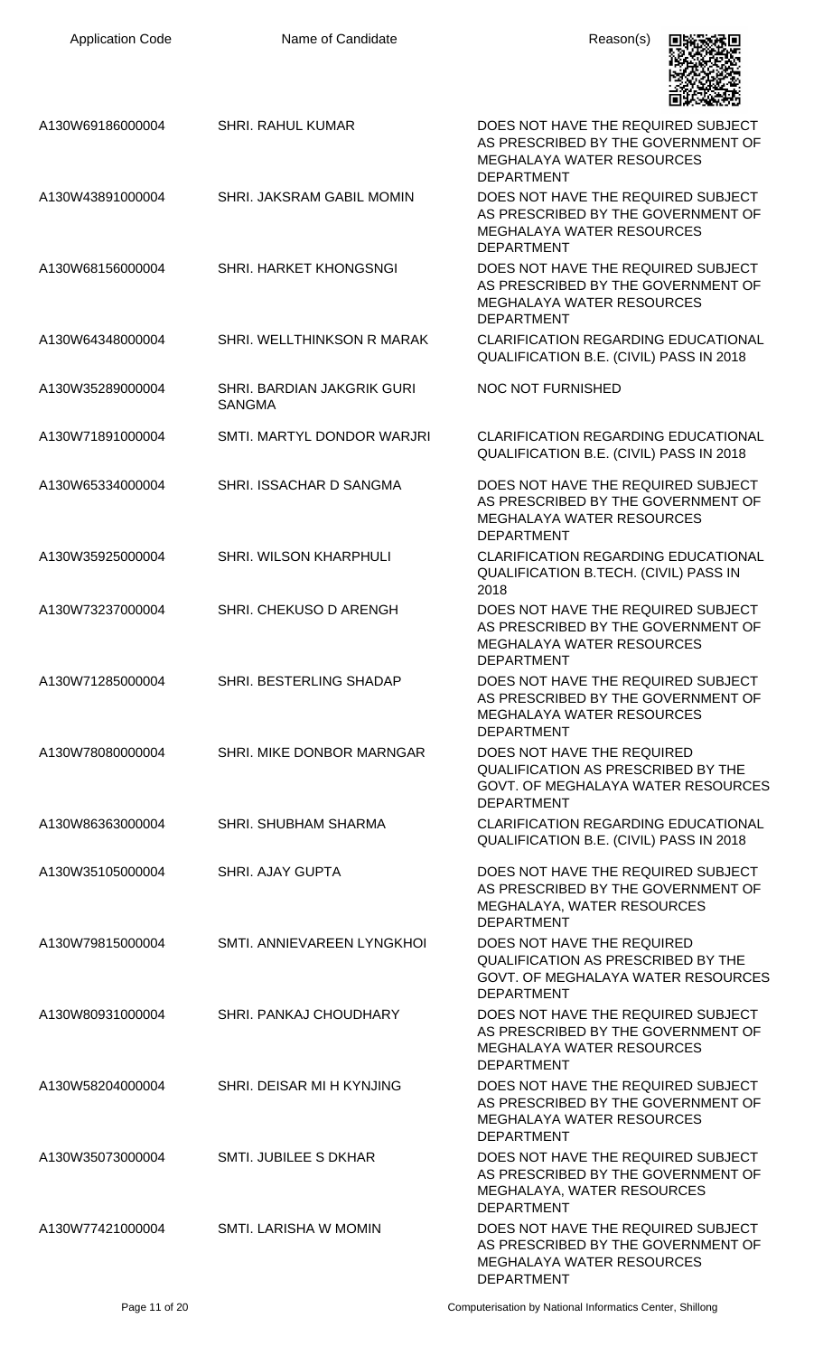| Application Code | Name of Candidate | Reason(s) |
| --- | --- | --- |
| A130W69186000004 | SHRI. RAHUL KUMAR | DOES NOT HAVE THE REQUIRED SUBJECT AS PRESCRIBED BY THE GOVERNMENT OF MEGHALAYA WATER RESOURCES DEPARTMENT |
| A130W43891000004 | SHRI. JAKSRAM GABIL MOMIN | DOES NOT HAVE THE REQUIRED SUBJECT AS PRESCRIBED BY THE GOVERNMENT OF MEGHALAYA WATER RESOURCES DEPARTMENT |
| A130W68156000004 | SHRI. HARKET KHONGSNGI | DOES NOT HAVE THE REQUIRED SUBJECT AS PRESCRIBED BY THE GOVERNMENT OF MEGHALAYA WATER RESOURCES DEPARTMENT |
| A130W64348000004 | SHRI. WELLTHINKSON R MARAK | CLARIFICATION REGARDING EDUCATIONAL QUALIFICATION B.E. (CIVIL) PASS IN 2018 |
| A130W35289000004 | SHRI. BARDIAN JAKGRIK GURI SANGMA | NOC NOT FURNISHED |
| A130W71891000004 | SMTI. MARTYL DONDOR WARJRI | CLARIFICATION REGARDING EDUCATIONAL QUALIFICATION B.E. (CIVIL) PASS IN 2018 |
| A130W65334000004 | SHRI. ISSACHAR D SANGMA | DOES NOT HAVE THE REQUIRED SUBJECT AS PRESCRIBED BY THE GOVERNMENT OF MEGHALAYA WATER RESOURCES DEPARTMENT |
| A130W35925000004 | SHRI. WILSON KHARPHULI | CLARIFICATION REGARDING EDUCATIONAL QUALIFICATION B.TECH. (CIVIL) PASS IN 2018 |
| A130W73237000004 | SHRI. CHEKUSO D ARENGH | DOES NOT HAVE THE REQUIRED SUBJECT AS PRESCRIBED BY THE GOVERNMENT OF MEGHALAYA WATER RESOURCES DEPARTMENT |
| A130W71285000004 | SHRI. BESTERLING SHADAP | DOES NOT HAVE THE REQUIRED SUBJECT AS PRESCRIBED BY THE GOVERNMENT OF MEGHALAYA WATER RESOURCES DEPARTMENT |
| A130W78080000004 | SHRI. MIKE DONBOR MARNGAR | DOES NOT HAVE THE REQUIRED QUALIFICATION AS PRESCRIBED BY THE GOVT. OF MEGHALAYA WATER RESOURCES DEPARTMENT |
| A130W86363000004 | SHRI. SHUBHAM SHARMA | CLARIFICATION REGARDING EDUCATIONAL QUALIFICATION B.E. (CIVIL) PASS IN 2018 |
| A130W35105000004 | SHRI. AJAY GUPTA | DOES NOT HAVE THE REQUIRED SUBJECT AS PRESCRIBED BY THE GOVERNMENT OF MEGHALAYA, WATER RESOURCES DEPARTMENT |
| A130W79815000004 | SMTI. ANNIEVAREEN LYNGKHOI | DOES NOT HAVE THE REQUIRED QUALIFICATION AS PRESCRIBED BY THE GOVT. OF MEGHALAYA WATER RESOURCES DEPARTMENT |
| A130W80931000004 | SHRI. PANKAJ CHOUDHARY | DOES NOT HAVE THE REQUIRED SUBJECT AS PRESCRIBED BY THE GOVERNMENT OF MEGHALAYA WATER RESOURCES DEPARTMENT |
| A130W58204000004 | SHRI. DEISAR MI H KYNJING | DOES NOT HAVE THE REQUIRED SUBJECT AS PRESCRIBED BY THE GOVERNMENT OF MEGHALAYA WATER RESOURCES DEPARTMENT |
| A130W35073000004 | SMTI. JUBILEE S DKHAR | DOES NOT HAVE THE REQUIRED SUBJECT AS PRESCRIBED BY THE GOVERNMENT OF MEGHALAYA, WATER RESOURCES DEPARTMENT |
| A130W77421000004 | SMTI. LARISHA W MOMIN | DOES NOT HAVE THE REQUIRED SUBJECT AS PRESCRIBED BY THE GOVERNMENT OF MEGHALAYA WATER RESOURCES DEPARTMENT |

Computerisation by National Informatics Center, Shillong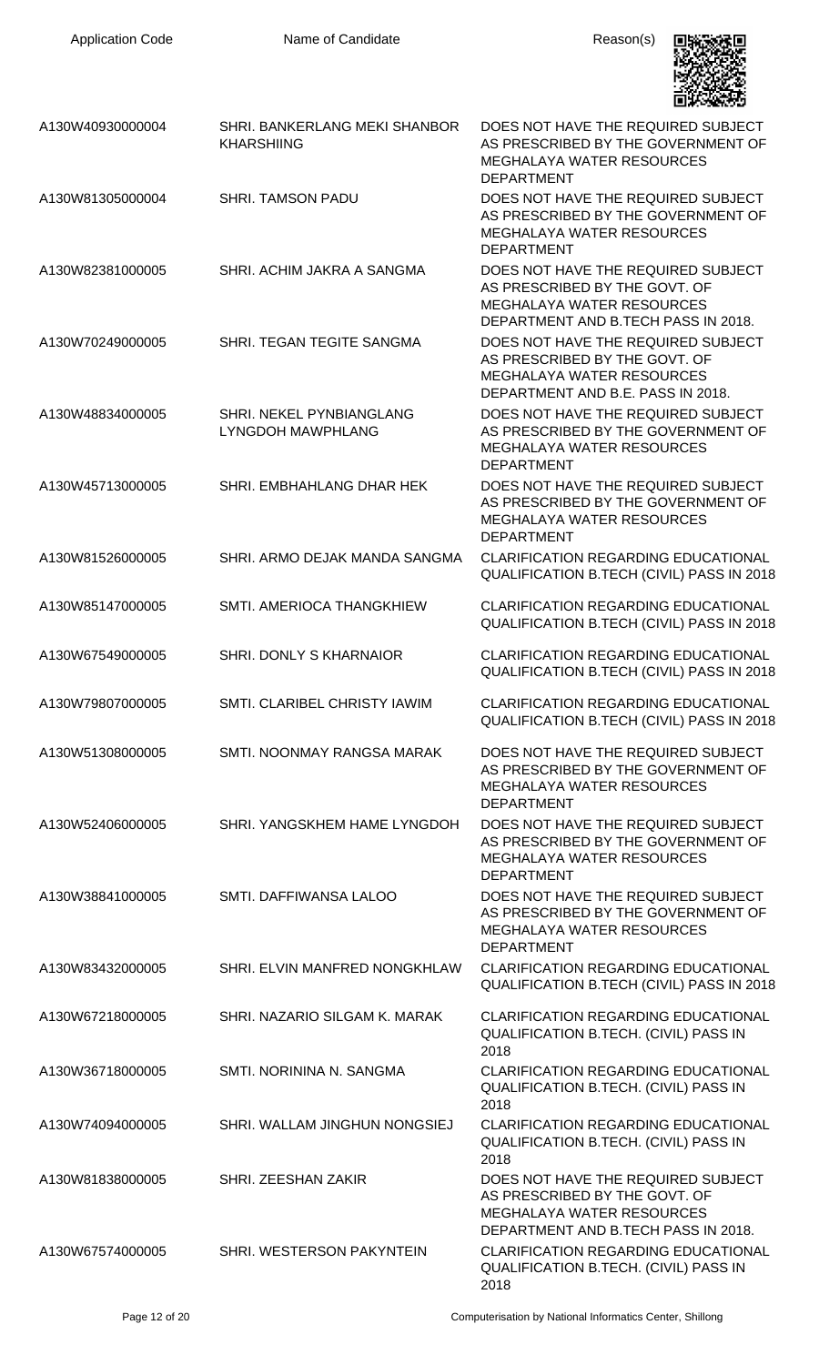| Application Code | Name of Candidate | Reason(s) |
|---|---|---|
| A130W40930000004 | SHRI. BANKERLANG MEKI SHANBOR KHARSHIING | DOES NOT HAVE THE REQUIRED SUBJECT AS PRESCRIBED BY THE GOVERNMENT OF MEGHALAYA WATER RESOURCES DEPARTMENT |
| A130W81305000004 | SHRI. TAMSON PADU | DOES NOT HAVE THE REQUIRED SUBJECT AS PRESCRIBED BY THE GOVERNMENT OF MEGHALAYA WATER RESOURCES DEPARTMENT |
| A130W82381000005 | SHRI. ACHIM JAKRA A SANGMA | DOES NOT HAVE THE REQUIRED SUBJECT AS PRESCRIBED BY THE GOVT. OF MEGHALAYA WATER RESOURCES DEPARTMENT AND B.TECH PASS IN 2018. |
| A130W70249000005 | SHRI. TEGAN TEGITE SANGMA | DOES NOT HAVE THE REQUIRED SUBJECT AS PRESCRIBED BY THE GOVT. OF MEGHALAYA WATER RESOURCES DEPARTMENT AND B.E. PASS IN 2018. |
| A130W48834000005 | SHRI. NEKEL PYNBIANGLANG LYNGDOH MAWPHLANG | DOES NOT HAVE THE REQUIRED SUBJECT AS PRESCRIBED BY THE GOVERNMENT OF MEGHALAYA WATER RESOURCES DEPARTMENT |
| A130W45713000005 | SHRI. EMBHAHLANG DHAR HEK | DOES NOT HAVE THE REQUIRED SUBJECT AS PRESCRIBED BY THE GOVERNMENT OF MEGHALAYA WATER RESOURCES DEPARTMENT |
| A130W81526000005 | SHRI. ARMO DEJAK MANDA SANGMA | CLARIFICATION REGARDING EDUCATIONAL QUALIFICATION B.TECH (CIVIL) PASS IN 2018 |
| A130W85147000005 | SMTI. AMERIOCA THANGKHIEW | CLARIFICATION REGARDING EDUCATIONAL QUALIFICATION B.TECH (CIVIL) PASS IN 2018 |
| A130W67549000005 | SHRI. DONLY S KHARNAIOR | CLARIFICATION REGARDING EDUCATIONAL QUALIFICATION B.TECH (CIVIL) PASS IN 2018 |
| A130W79807000005 | SMTI. CLARIBEL CHRISTY IAWIM | CLARIFICATION REGARDING EDUCATIONAL QUALIFICATION B.TECH (CIVIL) PASS IN 2018 |
| A130W51308000005 | SMTI. NOONMAY RANGSA MARAK | DOES NOT HAVE THE REQUIRED SUBJECT AS PRESCRIBED BY THE GOVERNMENT OF MEGHALAYA WATER RESOURCES DEPARTMENT |
| A130W52406000005 | SHRI. YANGSKHEM HAME LYNGDOH | DOES NOT HAVE THE REQUIRED SUBJECT AS PRESCRIBED BY THE GOVERNMENT OF MEGHALAYA WATER RESOURCES DEPARTMENT |
| A130W38841000005 | SMTI. DAFFIWANSA LALOO | DOES NOT HAVE THE REQUIRED SUBJECT AS PRESCRIBED BY THE GOVERNMENT OF MEGHALAYA WATER RESOURCES DEPARTMENT |
| A130W83432000005 | SHRI. ELVIN MANFRED NONGKHLAW | CLARIFICATION REGARDING EDUCATIONAL QUALIFICATION B.TECH (CIVIL) PASS IN 2018 |
| A130W67218000005 | SHRI. NAZARIO SILGAM K. MARAK | CLARIFICATION REGARDING EDUCATIONAL QUALIFICATION B.TECH. (CIVIL) PASS IN 2018 |
| A130W36718000005 | SMTI. NORININA N. SANGMA | CLARIFICATION REGARDING EDUCATIONAL QUALIFICATION B.TECH. (CIVIL) PASS IN 2018 |
| A130W74094000005 | SHRI. WALLAM JINGHUN NONGSIEJ | CLARIFICATION REGARDING EDUCATIONAL QUALIFICATION B.TECH. (CIVIL) PASS IN 2018 |
| A130W81838000005 | SHRI. ZEESHAN ZAKIR | DOES NOT HAVE THE REQUIRED SUBJECT AS PRESCRIBED BY THE GOVT. OF MEGHALAYA WATER RESOURCES DEPARTMENT AND B.TECH PASS IN 2018. |
| A130W67574000005 | SHRI. WESTERSON PAKYNTEIN | CLARIFICATION REGARDING EDUCATIONAL QUALIFICATION B.TECH. (CIVIL) PASS IN 2018 |

Computerisation by National Informatics Center, Shillong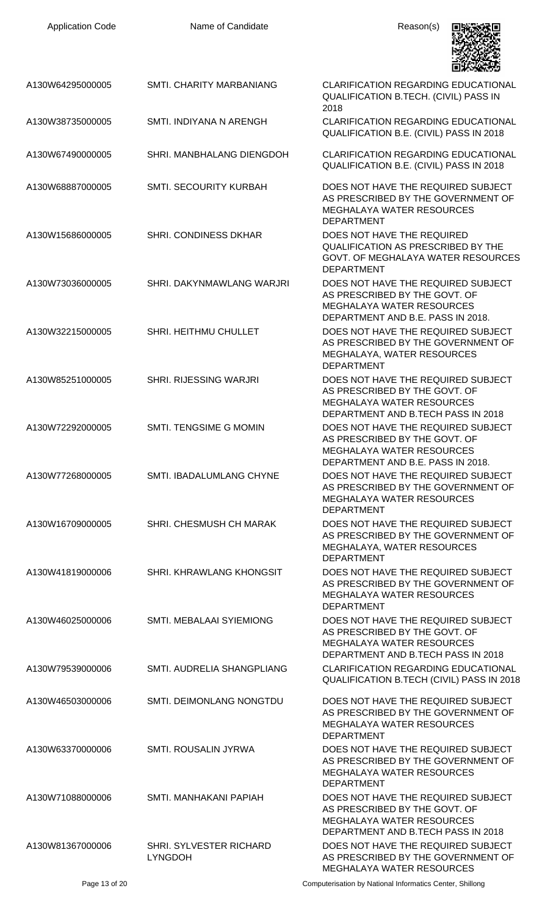| Application Code | Name of Candidate | Reason(s) |
|---|---|---|
| A130W64295000005 | SMTI. CHARITY MARBANIANG | CLARIFICATION REGARDING EDUCATIONAL QUALIFICATION B.TECH. (CIVIL) PASS IN 2018 |
| A130W38735000005 | SMTI. INDIYANA N ARENGH | CLARIFICATION REGARDING EDUCATIONAL QUALIFICATION B.E. (CIVIL) PASS IN 2018 |
| A130W67490000005 | SHRI. MANBHALANG DIENGDOH | CLARIFICATION REGARDING EDUCATIONAL QUALIFICATION B.E. (CIVIL) PASS IN 2018 |
| A130W68887000005 | SMTI. SECOURITY KURBAH | DOES NOT HAVE THE REQUIRED SUBJECT AS PRESCRIBED BY THE GOVERNMENT OF MEGHALAYA WATER RESOURCES DEPARTMENT |
| A130W15686000005 | SHRI. CONDINESS DKHAR | DOES NOT HAVE THE REQUIRED QUALIFICATION AS PRESCRIBED BY THE GOVT. OF MEGHALAYA WATER RESOURCES DEPARTMENT |
| A130W73036000005 | SHRI. DAKYNMAWLANG WARJRI | DOES NOT HAVE THE REQUIRED SUBJECT AS PRESCRIBED BY THE GOVT. OF MEGHALAYA WATER RESOURCES DEPARTMENT AND B.E. PASS IN 2018. |
| A130W32215000005 | SHRI. HEITHMU CHULLET | DOES NOT HAVE THE REQUIRED SUBJECT AS PRESCRIBED BY THE GOVERNMENT OF MEGHALAYA, WATER RESOURCES DEPARTMENT |
| A130W85251000005 | SHRI. RIJESSING WARJRI | DOES NOT HAVE THE REQUIRED SUBJECT AS PRESCRIBED BY THE GOVT. OF MEGHALAYA WATER RESOURCES DEPARTMENT AND B.TECH PASS IN 2018 |
| A130W72292000005 | SMTI. TENGSIME G MOMIN | DOES NOT HAVE THE REQUIRED SUBJECT AS PRESCRIBED BY THE GOVT. OF MEGHALAYA WATER RESOURCES DEPARTMENT AND B.E. PASS IN 2018. |
| A130W77268000005 | SMTI. IBADALUMLANG CHYNE | DOES NOT HAVE THE REQUIRED SUBJECT AS PRESCRIBED BY THE GOVERNMENT OF MEGHALAYA WATER RESOURCES DEPARTMENT |
| A130W16709000005 | SHRI. CHESMUSH CH MARAK | DOES NOT HAVE THE REQUIRED SUBJECT AS PRESCRIBED BY THE GOVERNMENT OF MEGHALAYA, WATER RESOURCES DEPARTMENT |
| A130W41819000006 | SHRI. KHRAWLANG KHONGSIT | DOES NOT HAVE THE REQUIRED SUBJECT AS PRESCRIBED BY THE GOVERNMENT OF MEGHALAYA WATER RESOURCES DEPARTMENT |
| A130W46025000006 | SMTI. MEBALAAI SYIEMIONG | DOES NOT HAVE THE REQUIRED SUBJECT AS PRESCRIBED BY THE GOVT. OF MEGHALAYA WATER RESOURCES DEPARTMENT AND B.TECH PASS IN 2018 |
| A130W79539000006 | SMTI. AUDRELIA SHANGPLIANG | CLARIFICATION REGARDING EDUCATIONAL QUALIFICATION B.TECH (CIVIL) PASS IN 2018 |
| A130W46503000006 | SMTI. DEIMONLANG NONGTDU | DOES NOT HAVE THE REQUIRED SUBJECT AS PRESCRIBED BY THE GOVERNMENT OF MEGHALAYA WATER RESOURCES DEPARTMENT |
| A130W63370000006 | SMTI. ROUSALIN JYRWA | DOES NOT HAVE THE REQUIRED SUBJECT AS PRESCRIBED BY THE GOVERNMENT OF MEGHALAYA WATER RESOURCES DEPARTMENT |
| A130W71088000006 | SMTI. MANHAKANI PAPIAH | DOES NOT HAVE THE REQUIRED SUBJECT AS PRESCRIBED BY THE GOVT. OF MEGHALAYA WATER RESOURCES DEPARTMENT AND B.TECH PASS IN 2018 |
| A130W81367000006 | SHRI. SYLVESTER RICHARD LYNGDOH | DOES NOT HAVE THE REQUIRED SUBJECT AS PRESCRIBED BY THE GOVERNMENT OF MEGHALAYA WATER RESOURCES |

Computerisation by National Informatics Center, Shillong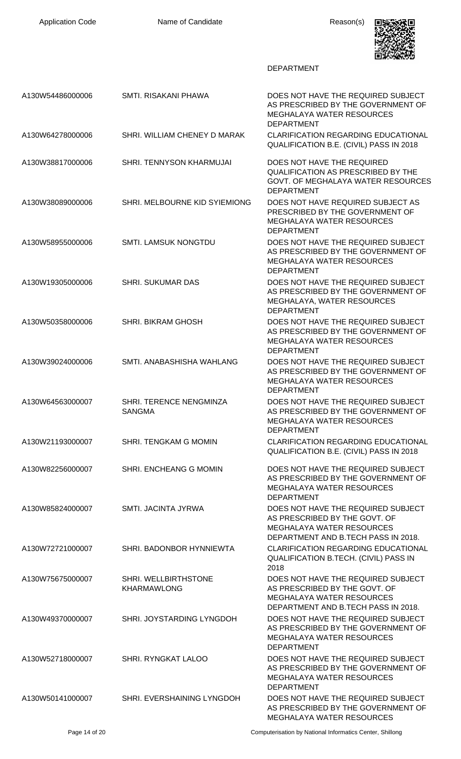| Application Code | Name of Candidate | Reason(s) |
|---|---|---|
| | | DEPARTMENT |
| A130W54486000006 | SMTI. RISAKANI PHAWA | DOES NOT HAVE THE REQUIRED SUBJECT AS PRESCRIBED BY THE GOVERNMENT OF MEGHALAYA WATER RESOURCES DEPARTMENT |
| A130W64278000006 | SHRI. WILLIAM CHENEY D MARAK | CLARIFICATION REGARDING EDUCATIONAL QUALIFICATION B.E. (CIVIL) PASS IN 2018 |
| A130W38817000006 | SHRI. TENNYSON KHARMUJAI | DOES NOT HAVE THE REQUIRED QUALIFICATION AS PRESCRIBED BY THE GOVT. OF MEGHALAYA WATER RESOURCES DEPARTMENT |
| A130W38089000006 | SHRI. MELBOURNE KID SYIEMIONG | DOES NOT HAVE REQUIRED SUBJECT AS PRESCRIBED BY THE GOVERNMENT OF MEGHALAYA WATER RESOURCES DEPARTMENT |
| A130W58955000006 | SMTI. LAMSUK NONGTDU | DOES NOT HAVE THE REQUIRED SUBJECT AS PRESCRIBED BY THE GOVERNMENT OF MEGHALAYA WATER RESOURCES DEPARTMENT |
| A130W19305000006 | SHRI. SUKUMAR DAS | DOES NOT HAVE THE REQUIRED SUBJECT AS PRESCRIBED BY THE GOVERNMENT OF MEGHALAYA, WATER RESOURCES DEPARTMENT |
| A130W50358000006 | SHRI. BIKRAM GHOSH | DOES NOT HAVE THE REQUIRED SUBJECT AS PRESCRIBED BY THE GOVERNMENT OF MEGHALAYA WATER RESOURCES DEPARTMENT |
| A130W39024000006 | SMTI. ANABASHISHA WAHLANG | DOES NOT HAVE THE REQUIRED SUBJECT AS PRESCRIBED BY THE GOVERNMENT OF MEGHALAYA WATER RESOURCES DEPARTMENT |
| A130W64563000007 | SHRI. TERENCE NENGMINZA SANGMA | DOES NOT HAVE THE REQUIRED SUBJECT AS PRESCRIBED BY THE GOVERNMENT OF MEGHALAYA WATER RESOURCES DEPARTMENT |
| A130W21193000007 | SHRI. TENGKAM G MOMIN | CLARIFICATION REGARDING EDUCATIONAL QUALIFICATION B.E. (CIVIL) PASS IN 2018 |
| A130W82256000007 | SHRI. ENCHEANG G MOMIN | DOES NOT HAVE THE REQUIRED SUBJECT AS PRESCRIBED BY THE GOVERNMENT OF MEGHALAYA WATER RESOURCES DEPARTMENT |
| A130W85824000007 | SMTI. JACINTA JYRWA | DOES NOT HAVE THE REQUIRED SUBJECT AS PRESCRIBED BY THE GOVT. OF MEGHALAYA WATER RESOURCES DEPARTMENT AND B.TECH PASS IN 2018. |
| A130W72721000007 | SHRI. BADONBOR HYNNIEWTA | CLARIFICATION REGARDING EDUCATIONAL QUALIFICATION B.TECH. (CIVIL) PASS IN 2018 |
| A130W75675000007 | SHRI. WELLBIRTHSTONE KHARMAWLONG | DOES NOT HAVE THE REQUIRED SUBJECT AS PRESCRIBED BY THE GOVT. OF MEGHALAYA WATER RESOURCES DEPARTMENT AND B.TECH PASS IN 2018. |
| A130W49370000007 | SHRI. JOYSTARDING LYNGDOH | DOES NOT HAVE THE REQUIRED SUBJECT AS PRESCRIBED BY THE GOVERNMENT OF MEGHALAYA WATER RESOURCES DEPARTMENT |
| A130W52718000007 | SHRI. RYNGKAT LALOO | DOES NOT HAVE THE REQUIRED SUBJECT AS PRESCRIBED BY THE GOVERNMENT OF MEGHALAYA WATER RESOURCES DEPARTMENT |
| A130W50141000007 | SHRI. EVERSHAINING LYNGDOH | DOES NOT HAVE THE REQUIRED SUBJECT AS PRESCRIBED BY THE GOVERNMENT OF MEGHALAYA WATER RESOURCES |

Computerisation by National Informatics Center, Shillong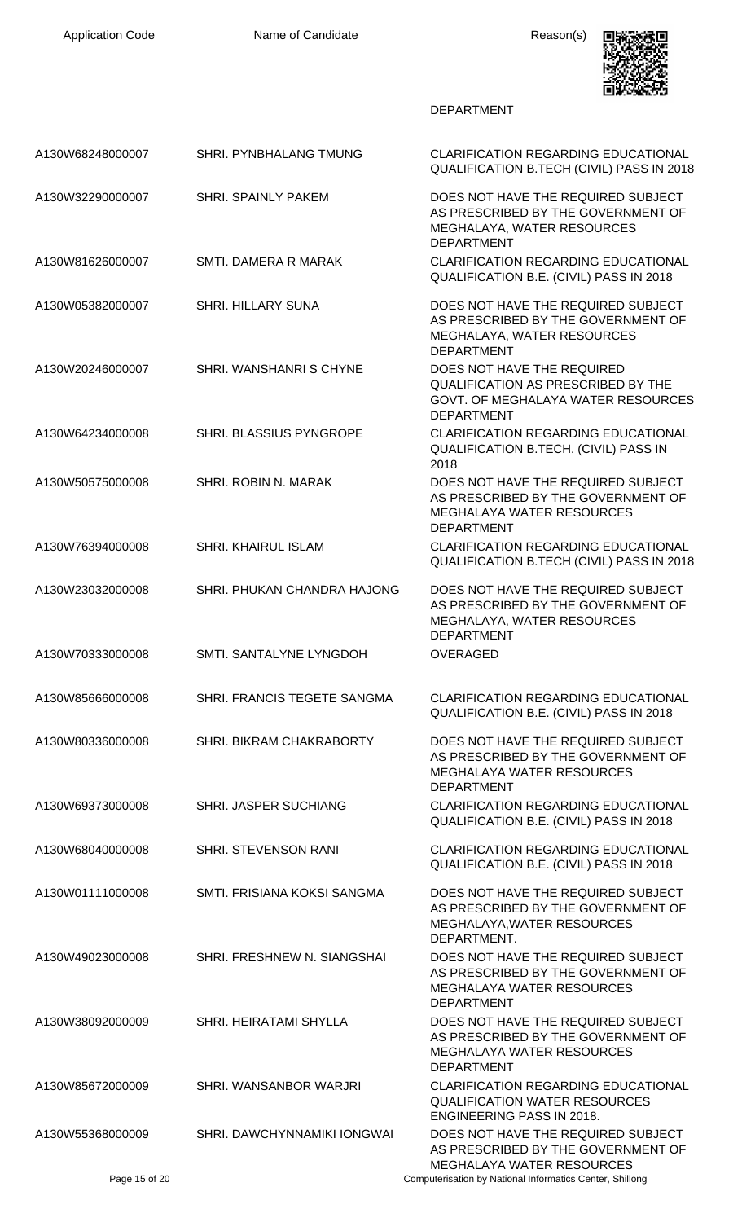| Application Code | Name of Candidate | Reason(s) |
| --- | --- | --- |
| | | DEPARTMENT |
| A130W68248000007 | SHRI. PYNBHALANG TMUNG | CLARIFICATION REGARDING EDUCATIONAL QUALIFICATION B.TECH (CIVIL) PASS IN 2018 |
| A130W32290000007 | SHRI. SPAINLY PAKEM | DOES NOT HAVE THE REQUIRED SUBJECT AS PRESCRIBED BY THE GOVERNMENT OF MEGHALAYA, WATER RESOURCES DEPARTMENT |
| A130W81626000007 | SMTI. DAMERA R MARAK | CLARIFICATION REGARDING EDUCATIONAL QUALIFICATION B.E. (CIVIL) PASS IN 2018 |
| A130W05382000007 | SHRI. HILLARY SUNA | DOES NOT HAVE THE REQUIRED SUBJECT AS PRESCRIBED BY THE GOVERNMENT OF MEGHALAYA, WATER RESOURCES DEPARTMENT |
| A130W20246000007 | SHRI. WANSHANRI S CHYNE | DOES NOT HAVE THE REQUIRED QUALIFICATION AS PRESCRIBED BY THE GOVT. OF MEGHALAYA WATER RESOURCES DEPARTMENT |
| A130W64234000008 | SHRI. BLASSIUS PYNGROPE | CLARIFICATION REGARDING EDUCATIONAL QUALIFICATION B.TECH. (CIVIL) PASS IN 2018 |
| A130W50575000008 | SHRI. ROBIN N. MARAK | DOES NOT HAVE THE REQUIRED SUBJECT AS PRESCRIBED BY THE GOVERNMENT OF MEGHALAYA WATER RESOURCES DEPARTMENT |
| A130W76394000008 | SHRI. KHAIRUL ISLAM | CLARIFICATION REGARDING EDUCATIONAL QUALIFICATION B.TECH (CIVIL) PASS IN 2018 |
| A130W23032000008 | SHRI. PHUKAN CHANDRA HAJONG | DOES NOT HAVE THE REQUIRED SUBJECT AS PRESCRIBED BY THE GOVERNMENT OF MEGHALAYA, WATER RESOURCES DEPARTMENT |
| A130W70333000008 | SMTI. SANTALYNE LYNGDOH | OVERAGED |
| A130W85666000008 | SHRI. FRANCIS TEGETE SANGMA | CLARIFICATION REGARDING EDUCATIONAL QUALIFICATION B.E. (CIVIL) PASS IN 2018 |
| A130W80336000008 | SHRI. BIKRAM CHAKRABORTY | DOES NOT HAVE THE REQUIRED SUBJECT AS PRESCRIBED BY THE GOVERNMENT OF MEGHALAYA WATER RESOURCES DEPARTMENT |
| A130W69373000008 | SHRI. JASPER SUCHIANG | CLARIFICATION REGARDING EDUCATIONAL QUALIFICATION B.E. (CIVIL) PASS IN 2018 |
| A130W68040000008 | SHRI. STEVENSON RANI | CLARIFICATION REGARDING EDUCATIONAL QUALIFICATION B.E. (CIVIL) PASS IN 2018 |
| A130W01111000008 | SMTI. FRISIANA KOKSI SANGMA | DOES NOT HAVE THE REQUIRED SUBJECT AS PRESCRIBED BY THE GOVERNMENT OF MEGHALAYA,WATER RESOURCES DEPARTMENT. |
| A130W49023000008 | SHRI. FRESHNEW N. SIANGSHAI | DOES NOT HAVE THE REQUIRED SUBJECT AS PRESCRIBED BY THE GOVERNMENT OF MEGHALAYA WATER RESOURCES DEPARTMENT |
| A130W38092000009 | SHRI. HEIRATAMI SHYLLA | DOES NOT HAVE THE REQUIRED SUBJECT AS PRESCRIBED BY THE GOVERNMENT OF MEGHALAYA WATER RESOURCES DEPARTMENT |
| A130W85672000009 | SHRI. WANSANBOR WARJRI | CLARIFICATION REGARDING EDUCATIONAL QUALIFICATION WATER RESOURCES ENGINEERING PASS IN 2018. |
| A130W55368000009 | SHRI. DAWCHYNNAMIKI IONGWAI | DOES NOT HAVE THE REQUIRED SUBJECT AS PRESCRIBED BY THE GOVERNMENT OF MEGHALAYA WATER RESOURCES |

Computerisation by National Informatics Center, Shillong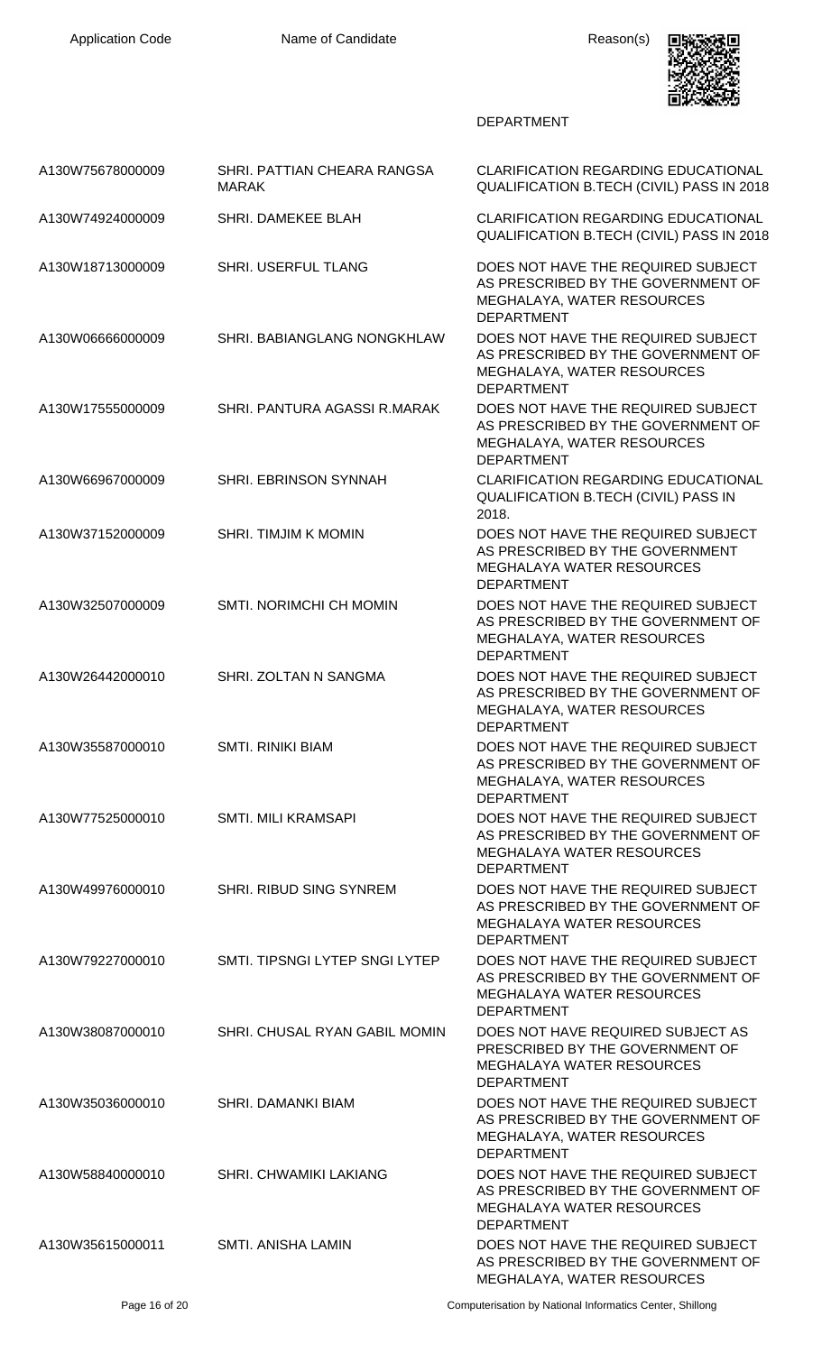| Application Code | Name of Candidate | Reason(s) |
| --- | --- | --- |
| | | DEPARTMENT |
| A130W75678000009 | SHRI. PATTIAN CHEARA RANGSA MARAK | CLARIFICATION REGARDING EDUCATIONAL QUALIFICATION B.TECH (CIVIL) PASS IN 2018 |
| A130W74924000009 | SHRI. DAMEKEE BLAH | CLARIFICATION REGARDING EDUCATIONAL QUALIFICATION B.TECH (CIVIL) PASS IN 2018 |
| A130W18713000009 | SHRI. USERFUL TLANG | DOES NOT HAVE THE REQUIRED SUBJECT AS PRESCRIBED BY THE GOVERNMENT OF MEGHALAYA, WATER RESOURCES DEPARTMENT |
| A130W06666000009 | SHRI. BABIANGLANG NONGKHLAW | DOES NOT HAVE THE REQUIRED SUBJECT AS PRESCRIBED BY THE GOVERNMENT OF MEGHALAYA, WATER RESOURCES DEPARTMENT |
| A130W17555000009 | SHRI. PANTURA AGASSI R.MARAK | DOES NOT HAVE THE REQUIRED SUBJECT AS PRESCRIBED BY THE GOVERNMENT OF MEGHALAYA, WATER RESOURCES DEPARTMENT |
| A130W66967000009 | SHRI. EBRINSON SYNNAH | CLARIFICATION REGARDING EDUCATIONAL QUALIFICATION B.TECH (CIVIL) PASS IN 2018. |
| A130W37152000009 | SHRI. TIMJIM K MOMIN | DOES NOT HAVE THE REQUIRED SUBJECT AS PRESCRIBED BY THE GOVERNMENT MEGHALAYA WATER RESOURCES DEPARTMENT |
| A130W32507000009 | SMTI. NORIMCHI CH MOMIN | DOES NOT HAVE THE REQUIRED SUBJECT AS PRESCRIBED BY THE GOVERNMENT OF MEGHALAYA, WATER RESOURCES DEPARTMENT |
| A130W26442000010 | SHRI. ZOLTAN N SANGMA | DOES NOT HAVE THE REQUIRED SUBJECT AS PRESCRIBED BY THE GOVERNMENT OF MEGHALAYA, WATER RESOURCES DEPARTMENT |
| A130W35587000010 | SMTI. RINIKI BIAM | DOES NOT HAVE THE REQUIRED SUBJECT AS PRESCRIBED BY THE GOVERNMENT OF MEGHALAYA, WATER RESOURCES DEPARTMENT |
| A130W77525000010 | SMTI. MILI KRAMSAPI | DOES NOT HAVE THE REQUIRED SUBJECT AS PRESCRIBED BY THE GOVERNMENT OF MEGHALAYA WATER RESOURCES DEPARTMENT |
| A130W49976000010 | SHRI. RIBUD SING SYNREM | DOES NOT HAVE THE REQUIRED SUBJECT AS PRESCRIBED BY THE GOVERNMENT OF MEGHALAYA WATER RESOURCES DEPARTMENT |
| A130W79227000010 | SMTI. TIPSNGI LYTEP SNGI LYTEP | DOES NOT HAVE THE REQUIRED SUBJECT AS PRESCRIBED BY THE GOVERNMENT OF MEGHALAYA WATER RESOURCES DEPARTMENT |
| A130W38087000010 | SHRI. CHUSAL RYAN GABIL MOMIN | DOES NOT HAVE REQUIRED SUBJECT AS PRESCRIBED BY THE GOVERNMENT OF MEGHALAYA WATER RESOURCES DEPARTMENT |
| A130W35036000010 | SHRI. DAMANKI BIAM | DOES NOT HAVE THE REQUIRED SUBJECT AS PRESCRIBED BY THE GOVERNMENT OF MEGHALAYA, WATER RESOURCES DEPARTMENT |
| A130W58840000010 | SHRI. CHWAMIKI LAKIANG | DOES NOT HAVE THE REQUIRED SUBJECT AS PRESCRIBED BY THE GOVERNMENT OF MEGHALAYA WATER RESOURCES DEPARTMENT |
| A130W35615000011 | SMTI. ANISHA LAMIN | DOES NOT HAVE THE REQUIRED SUBJECT AS PRESCRIBED BY THE GOVERNMENT OF MEGHALAYA, WATER RESOURCES |

Computerisation by National Informatics Center, Shillong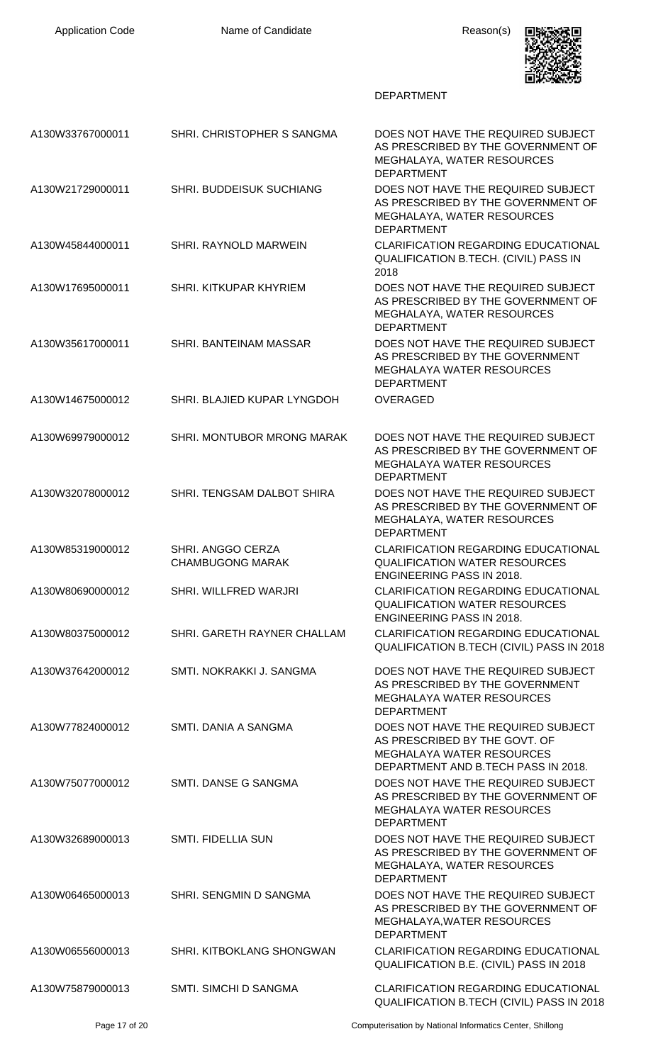| Application Code | Name of Candidate | Reason(s) |
| --- | --- | --- |
| | | DEPARTMENT |
| A130W33767000011 | SHRI. CHRISTOPHER S SANGMA | DOES NOT HAVE THE REQUIRED SUBJECT AS PRESCRIBED BY THE GOVERNMENT OF MEGHALAYA, WATER RESOURCES DEPARTMENT |
| A130W21729000011 | SHRI. BUDDEISUK SUCHIANG | DOES NOT HAVE THE REQUIRED SUBJECT AS PRESCRIBED BY THE GOVERNMENT OF MEGHALAYA, WATER RESOURCES DEPARTMENT |
| A130W45844000011 | SHRI. RAYNOLD MARWEIN | CLARIFICATION REGARDING EDUCATIONAL QUALIFICATION B.TECH. (CIVIL) PASS IN 2018 |
| A130W17695000011 | SHRI. KITKUPAR KHYRIEM | DOES NOT HAVE THE REQUIRED SUBJECT AS PRESCRIBED BY THE GOVERNMENT OF MEGHALAYA, WATER RESOURCES DEPARTMENT |
| A130W35617000011 | SHRI. BANTEINAM MASSAR | DOES NOT HAVE THE REQUIRED SUBJECT AS PRESCRIBED BY THE GOVERNMENT MEGHALAYA WATER RESOURCES DEPARTMENT |
| A130W14675000012 | SHRI. BLAJIED KUPAR LYNGDOH | OVERAGED |
| A130W69979000012 | SHRI. MONTUBOR MRONG MARAK | DOES NOT HAVE THE REQUIRED SUBJECT AS PRESCRIBED BY THE GOVERNMENT OF MEGHALAYA WATER RESOURCES DEPARTMENT |
| A130W32078000012 | SHRI. TENGSAM DALBOT SHIRA | DOES NOT HAVE THE REQUIRED SUBJECT AS PRESCRIBED BY THE GOVERNMENT OF MEGHALAYA, WATER RESOURCES DEPARTMENT |
| A130W85319000012 | SHRI. ANGGO CERZA CHAMBUGONG MARAK | CLARIFICATION REGARDING EDUCATIONAL QUALIFICATION WATER RESOURCES ENGINEERING PASS IN 2018. |
| A130W80690000012 | SHRI. WILLFRED WARJRI | CLARIFICATION REGARDING EDUCATIONAL QUALIFICATION WATER RESOURCES ENGINEERING PASS IN 2018. |
| A130W80375000012 | SHRI. GARETH RAYNER CHALLAM | CLARIFICATION REGARDING EDUCATIONAL QUALIFICATION B.TECH (CIVIL) PASS IN 2018 |
| A130W37642000012 | SMTI. NOKRAKKI J. SANGMA | DOES NOT HAVE THE REQUIRED SUBJECT AS PRESCRIBED BY THE GOVERNMENT MEGHALAYA WATER RESOURCES DEPARTMENT |
| A130W77824000012 | SMTI. DANIA A SANGMA | DOES NOT HAVE THE REQUIRED SUBJECT AS PRESCRIBED BY THE GOVT. OF MEGHALAYA WATER RESOURCES DEPARTMENT AND B.TECH PASS IN 2018. |
| A130W75077000012 | SMTI. DANSE G SANGMA | DOES NOT HAVE THE REQUIRED SUBJECT AS PRESCRIBED BY THE GOVERNMENT OF MEGHALAYA WATER RESOURCES DEPARTMENT |
| A130W32689000013 | SMTI. FIDELLIA SUN | DOES NOT HAVE THE REQUIRED SUBJECT AS PRESCRIBED BY THE GOVERNMENT OF MEGHALAYA, WATER RESOURCES DEPARTMENT |
| A130W06465000013 | SHRI. SENGMIN D SANGMA | DOES NOT HAVE THE REQUIRED SUBJECT AS PRESCRIBED BY THE GOVERNMENT OF MEGHALAYA,WATER RESOURCES DEPARTMENT |
| A130W06556000013 | SHRI. KITBOKLANG SHONGWAN | CLARIFICATION REGARDING EDUCATIONAL QUALIFICATION B.E. (CIVIL) PASS IN 2018 |
| A130W75879000013 | SMTI. SIMCHI D SANGMA | CLARIFICATION REGARDING EDUCATIONAL QUALIFICATION B.TECH (CIVIL) PASS IN 2018 |

Computerisation by National Informatics Center, Shillong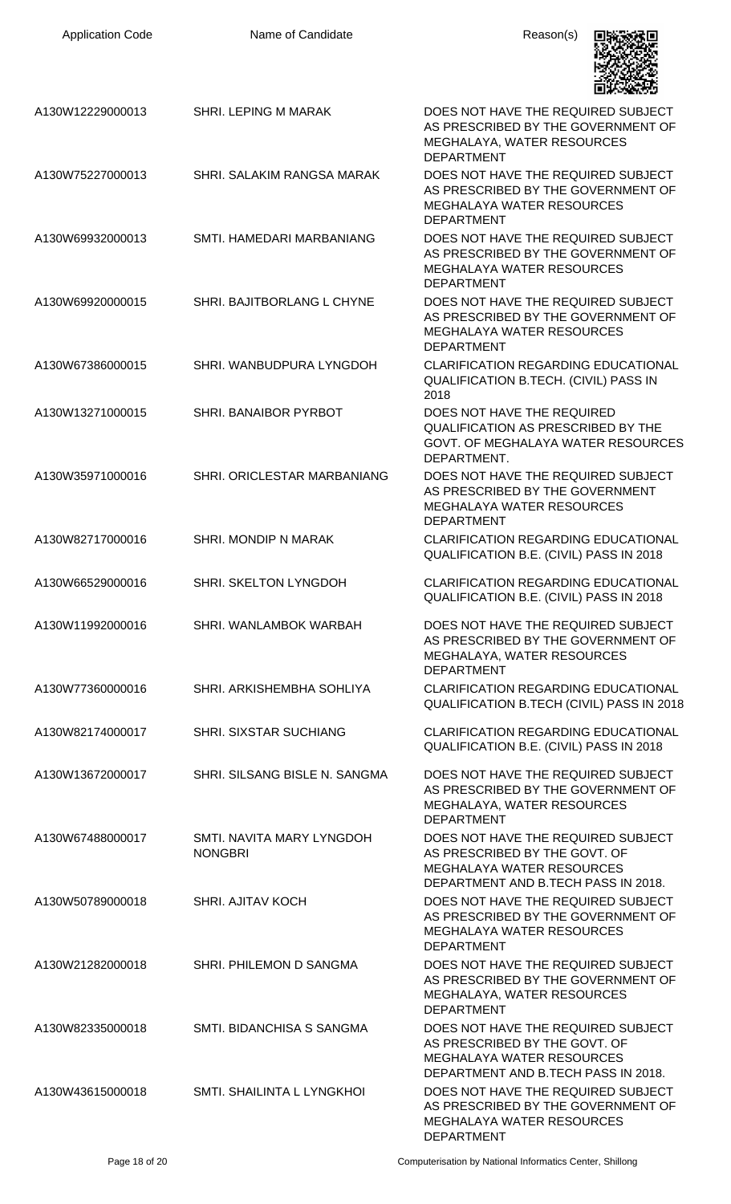| Application Code | Name of Candidate | Reason(s) |
| --- | --- | --- |
| A130W12229000013 | SHRI. LEPING M MARAK | DOES NOT HAVE THE REQUIRED SUBJECT AS PRESCRIBED BY THE GOVERNMENT OF MEGHALAYA, WATER RESOURCES DEPARTMENT |
| A130W75227000013 | SHRI. SALAKIM RANGSA MARAK | DOES NOT HAVE THE REQUIRED SUBJECT AS PRESCRIBED BY THE GOVERNMENT OF MEGHALAYA WATER RESOURCES DEPARTMENT |
| A130W69932000013 | SMTI. HAMEDARI MARBANIANG | DOES NOT HAVE THE REQUIRED SUBJECT AS PRESCRIBED BY THE GOVERNMENT OF MEGHALAYA WATER RESOURCES DEPARTMENT |
| A130W69920000015 | SHRI. BAJITBORLANG L CHYNE | DOES NOT HAVE THE REQUIRED SUBJECT AS PRESCRIBED BY THE GOVERNMENT OF MEGHALAYA WATER RESOURCES DEPARTMENT |
| A130W67386000015 | SHRI. WANBUDPURA LYNGDOH | CLARIFICATION REGARDING EDUCATIONAL QUALIFICATION B.TECH. (CIVIL) PASS IN 2018 |
| A130W13271000015 | SHRI. BANAIBOR PYRBOT | DOES NOT HAVE THE REQUIRED QUALIFICATION AS PRESCRIBED BY THE GOVT. OF MEGHALAYA WATER RESOURCES DEPARTMENT. |
| A130W35971000016 | SHRI. ORICLESTAR MARBANIANG | DOES NOT HAVE THE REQUIRED SUBJECT AS PRESCRIBED BY THE GOVERNMENT MEGHALAYA WATER RESOURCES DEPARTMENT |
| A130W82717000016 | SHRI. MONDIP N MARAK | CLARIFICATION REGARDING EDUCATIONAL QUALIFICATION B.E. (CIVIL) PASS IN 2018 |
| A130W66529000016 | SHRI. SKELTON LYNGDOH | CLARIFICATION REGARDING EDUCATIONAL QUALIFICATION B.E. (CIVIL) PASS IN 2018 |
| A130W11992000016 | SHRI. WANLAMBOK WARBAH | DOES NOT HAVE THE REQUIRED SUBJECT AS PRESCRIBED BY THE GOVERNMENT OF MEGHALAYA, WATER RESOURCES DEPARTMENT |
| A130W77360000016 | SHRI. ARKISHEMBHA SOHLIYA | CLARIFICATION REGARDING EDUCATIONAL QUALIFICATION B.TECH (CIVIL) PASS IN 2018 |
| A130W82174000017 | SHRI. SIXSTAR SUCHIANG | CLARIFICATION REGARDING EDUCATIONAL QUALIFICATION B.E. (CIVIL) PASS IN 2018 |
| A130W13672000017 | SHRI. SILSANG BISLE N. SANGMA | DOES NOT HAVE THE REQUIRED SUBJECT AS PRESCRIBED BY THE GOVERNMENT OF MEGHALAYA, WATER RESOURCES DEPARTMENT |
| A130W67488000017 | SMTI. NAVITA MARY LYNGDOH NONGBRI | DOES NOT HAVE THE REQUIRED SUBJECT AS PRESCRIBED BY THE GOVT. OF MEGHALAYA WATER RESOURCES DEPARTMENT AND B.TECH PASS IN 2018. |
| A130W50789000018 | SHRI. AJITAV KOCH | DOES NOT HAVE THE REQUIRED SUBJECT AS PRESCRIBED BY THE GOVERNMENT OF MEGHALAYA WATER RESOURCES DEPARTMENT |
| A130W21282000018 | SHRI. PHILEMON D SANGMA | DOES NOT HAVE THE REQUIRED SUBJECT AS PRESCRIBED BY THE GOVERNMENT OF MEGHALAYA, WATER RESOURCES DEPARTMENT |
| A130W82335000018 | SMTI. BIDANCHISA S SANGMA | DOES NOT HAVE THE REQUIRED SUBJECT AS PRESCRIBED BY THE GOVT. OF MEGHALAYA WATER RESOURCES DEPARTMENT AND B.TECH PASS IN 2018. |
| A130W43615000018 | SMTI. SHAILINTA L LYNGKHOI | DOES NOT HAVE THE REQUIRED SUBJECT AS PRESCRIBED BY THE GOVERNMENT OF MEGHALAYA WATER RESOURCES DEPARTMENT |

Computerisation by National Informatics Center, Shillong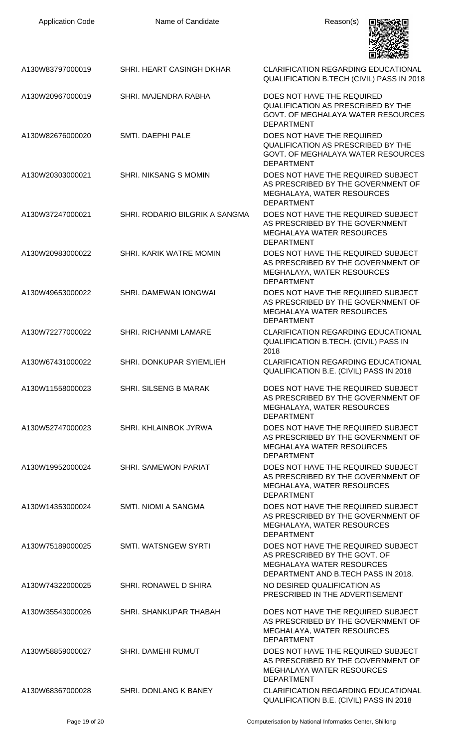| Application Code | Name of Candidate | Reason(s) |
| --- | --- | --- |
| A130W83797000019 | SHRI. HEART CASINGH DKHAR | CLARIFICATION REGARDING EDUCATIONAL QUALIFICATION B.TECH (CIVIL) PASS IN 2018 |
| A130W20967000019 | SHRI. MAJENDRA RABHA | DOES NOT HAVE THE REQUIRED QUALIFICATION AS PRESCRIBED BY THE GOVT. OF MEGHALAYA WATER RESOURCES DEPARTMENT |
| A130W82676000020 | SMTI. DAEPHI PALE | DOES NOT HAVE THE REQUIRED QUALIFICATION AS PRESCRIBED BY THE GOVT. OF MEGHALAYA WATER RESOURCES DEPARTMENT |
| A130W20303000021 | SHRI. NIKSANG S MOMIN | DOES NOT HAVE THE REQUIRED SUBJECT AS PRESCRIBED BY THE GOVERNMENT OF MEGHALAYA, WATER RESOURCES DEPARTMENT |
| A130W37247000021 | SHRI. RODARIO BILGRIK A SANGMA | DOES NOT HAVE THE REQUIRED SUBJECT AS PRESCRIBED BY THE GOVERNMENT MEGHALAYA WATER RESOURCES DEPARTMENT |
| A130W20983000022 | SHRI. KARIK WATRE MOMIN | DOES NOT HAVE THE REQUIRED SUBJECT AS PRESCRIBED BY THE GOVERNMENT OF MEGHALAYA, WATER RESOURCES DEPARTMENT |
| A130W49653000022 | SHRI. DAMEWAN IONGWAI | DOES NOT HAVE THE REQUIRED SUBJECT AS PRESCRIBED BY THE GOVERNMENT OF MEGHALAYA WATER RESOURCES DEPARTMENT |
| A130W72277000022 | SHRI. RICHANMI LAMARE | CLARIFICATION REGARDING EDUCATIONAL QUALIFICATION B.TECH. (CIVIL) PASS IN 2018 |
| A130W67431000022 | SHRI. DONKUPAR SYIEMLIEH | CLARIFICATION REGARDING EDUCATIONAL QUALIFICATION B.E. (CIVIL) PASS IN 2018 |
| A130W11558000023 | SHRI. SILSENG B MARAK | DOES NOT HAVE THE REQUIRED SUBJECT AS PRESCRIBED BY THE GOVERNMENT OF MEGHALAYA, WATER RESOURCES DEPARTMENT |
| A130W52747000023 | SHRI. KHLAINBOK JYRWA | DOES NOT HAVE THE REQUIRED SUBJECT AS PRESCRIBED BY THE GOVERNMENT OF MEGHALAYA WATER RESOURCES DEPARTMENT |
| A130W19952000024 | SHRI. SAMEWON PARIAT | DOES NOT HAVE THE REQUIRED SUBJECT AS PRESCRIBED BY THE GOVERNMENT OF MEGHALAYA, WATER RESOURCES DEPARTMENT |
| A130W14353000024 | SMTI. NIOMI A SANGMA | DOES NOT HAVE THE REQUIRED SUBJECT AS PRESCRIBED BY THE GOVERNMENT OF MEGHALAYA, WATER RESOURCES DEPARTMENT |
| A130W75189000025 | SMTI. WATSNGEW SYRTI | DOES NOT HAVE THE REQUIRED SUBJECT AS PRESCRIBED BY THE GOVT. OF MEGHALAYA WATER RESOURCES DEPARTMENT AND B.TECH PASS IN 2018. |
| A130W74322000025 | SHRI. RONAWEL D SHIRA | NO DESIRED QUALIFICATION AS PRESCRIBED IN THE ADVERTISEMENT |
| A130W35543000026 | SHRI. SHANKUPAR THABAH | DOES NOT HAVE THE REQUIRED SUBJECT AS PRESCRIBED BY THE GOVERNMENT OF MEGHALAYA, WATER RESOURCES DEPARTMENT |
| A130W58859000027 | SHRI. DAMEHI RUMUT | DOES NOT HAVE THE REQUIRED SUBJECT AS PRESCRIBED BY THE GOVERNMENT OF MEGHALAYA WATER RESOURCES DEPARTMENT |
| A130W68367000028 | SHRI. DONLANG K BANEY | CLARIFICATION REGARDING EDUCATIONAL QUALIFICATION B.E. (CIVIL) PASS IN 2018 |

Computerisation by National Informatics Center, Shillong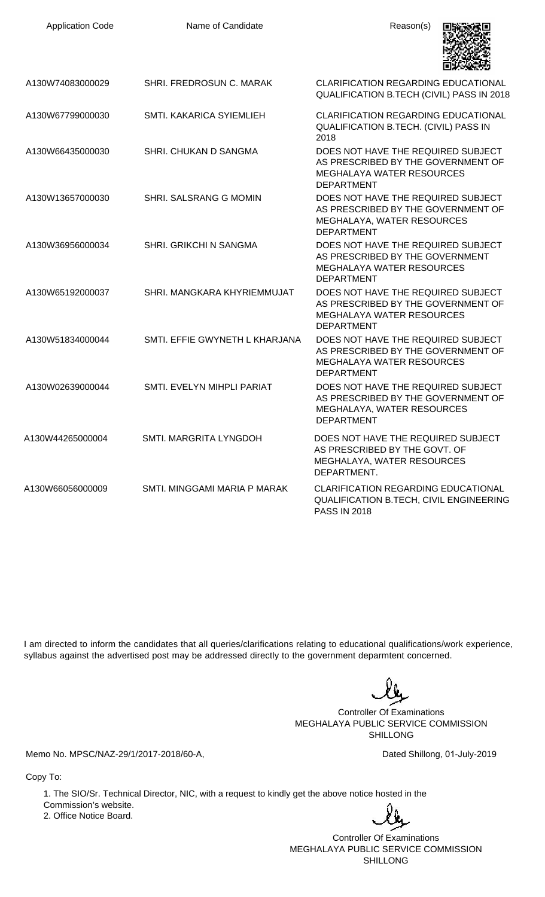| Application Code | Name of Candidate | Reason(s) |
|---|---|---|
| A130W74083000029 | SHRI. FREDROSUN C. MARAK | CLARIFICATION REGARDING EDUCATIONAL QUALIFICATION B.TECH (CIVIL) PASS IN 2018 |
| A130W67799000030 | SMTI. KAKARICA SYIEMLIEH | CLARIFICATION REGARDING EDUCATIONAL QUALIFICATION B.TECH. (CIVIL) PASS IN 2018 |
| A130W66435000030 | SHRI. CHUKAN D SANGMA | DOES NOT HAVE THE REQUIRED SUBJECT AS PRESCRIBED BY THE GOVERNMENT OF MEGHALAYA WATER RESOURCES DEPARTMENT |
| A130W13657000030 | SHRI. SALSRANG G MOMIN | DOES NOT HAVE THE REQUIRED SUBJECT AS PRESCRIBED BY THE GOVERNMENT OF MEGHALAYA, WATER RESOURCES DEPARTMENT |
| A130W36956000034 | SHRI. GRIKCHI N SANGMA | DOES NOT HAVE THE REQUIRED SUBJECT AS PRESCRIBED BY THE GOVERNMENT MEGHALAYA WATER RESOURCES DEPARTMENT |
| A130W65192000037 | SHRI. MANGKARA KHYRIEMMUJAT | DOES NOT HAVE THE REQUIRED SUBJECT AS PRESCRIBED BY THE GOVERNMENT OF MEGHALAYA WATER RESOURCES DEPARTMENT |
| A130W51834000044 | SMTI. EFFIE GWYNETH L KHARJANA | DOES NOT HAVE THE REQUIRED SUBJECT AS PRESCRIBED BY THE GOVERNMENT OF MEGHALAYA WATER RESOURCES DEPARTMENT |
| A130W02639000044 | SMTI. EVELYN MIHPLI PARIAT | DOES NOT HAVE THE REQUIRED SUBJECT AS PRESCRIBED BY THE GOVERNMENT OF MEGHALAYA, WATER RESOURCES DEPARTMENT |
| A130W44265000004 | SMTI. MARGRITA LYNGDOH | DOES NOT HAVE THE REQUIRED SUBJECT AS PRESCRIBED BY THE GOVT. OF MEGHALAYA, WATER RESOURCES DEPARTMENT. |
| A130W66056000009 | SMTI. MINGGAMI MARIA P MARAK | CLARIFICATION REGARDING EDUCATIONAL QUALIFICATION B.TECH, CIVIL ENGINEERING PASS IN 2018 |

I am directed to inform the candidates that all queries/clarifications relating to educational qualifications/work experience, syllabus against the advertised post may be addressed directly to the government deparmtent concerned.

Controller Of Examinations
MEGHALAYA PUBLIC SERVICE COMMISSION
SHILLONG

Memo No. MPSC/NAZ-29/1/2017-2018/60-A, Dated Shillong, 01-July-2019

Copy To:

1. The SIO/Sr. Technical Director, NIC, with a request to kindly get the above notice hosted in the Commission's website.
2. Office Notice Board.

Controller Of Examinations
MEGHALAYA PUBLIC SERVICE COMMISSION
SHILLONG